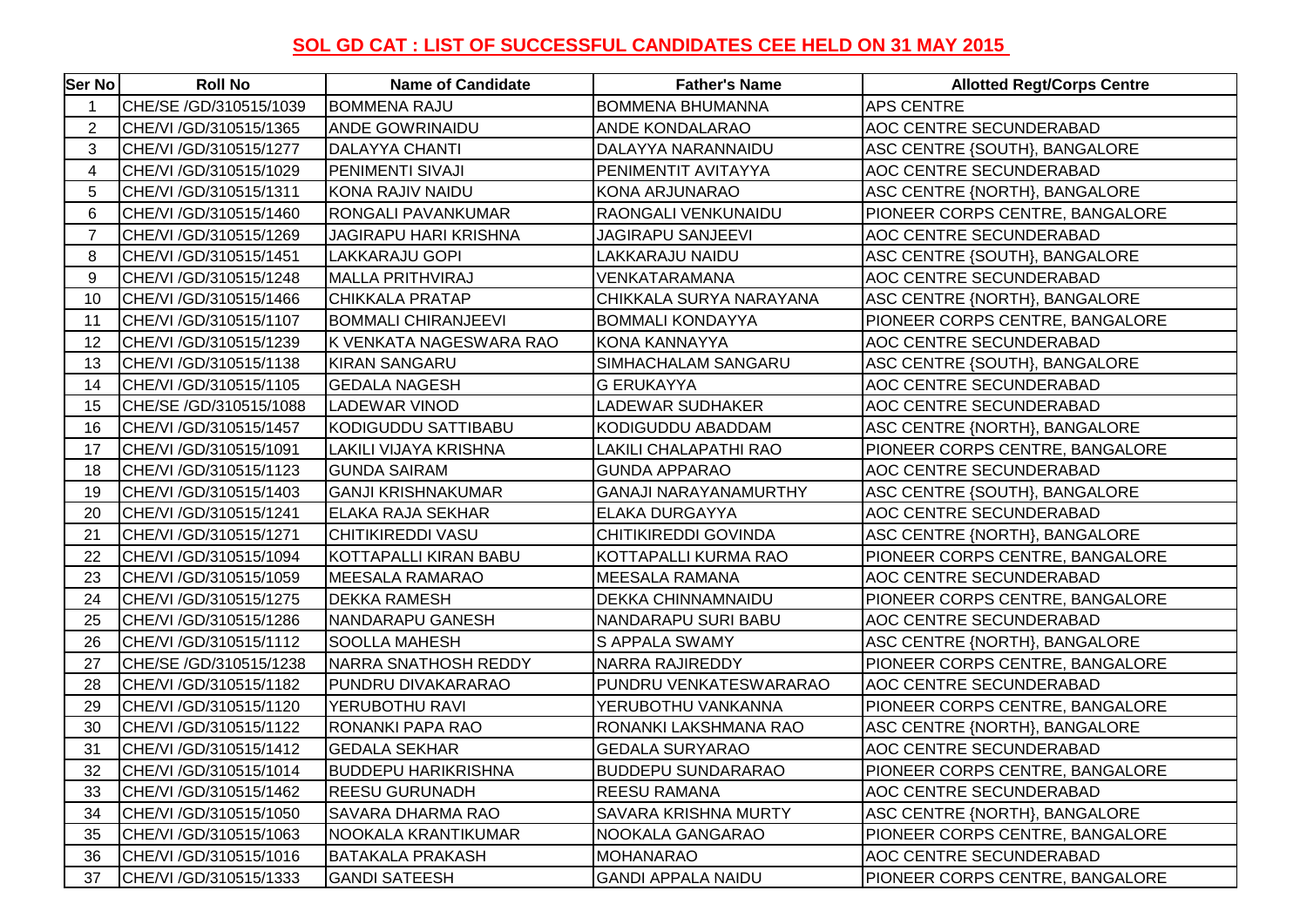# SOL GD CAT : LIST OF SUCCESSFUL CANDIDATES CEE HELD ON 31 MAY 2015

| Ser No | Roll No | Name of Candidate | Father's Name | Allotted Regt/Corps Centre |
|---|---|---|---|---|
| 1 | CHE/SE /GD/310515/1039 | BOMMENA RAJU | BOMMENA BHUMANNA | APS CENTRE |
| 2 | CHE/VI /GD/310515/1365 | ANDE GOWRINAIDU | ANDE KONDALARAO | AOC CENTRE SECUNDERABAD |
| 3 | CHE/VI /GD/310515/1277 | DALAYYA CHANTI | DALAYYA NARANNAIDU | ASC CENTRE {SOUTH}, BANGALORE |
| 4 | CHE/VI /GD/310515/1029 | PENIMENTI SIVAJI | PENIMENTIT AVITAYYA | AOC CENTRE SECUNDERABAD |
| 5 | CHE/VI /GD/310515/1311 | KONA RAJIV NAIDU | KONA ARJUNARAO | ASC CENTRE {NORTH}, BANGALORE |
| 6 | CHE/VI /GD/310515/1460 | RONGALI PAVANKUMAR | RAONGALI VENKUNAIDU | PIONEER CORPS CENTRE, BANGALORE |
| 7 | CHE/VI /GD/310515/1269 | JAGIRAPU HARI KRISHNA | JAGIRAPU SANJEEVI | AOC CENTRE SECUNDERABAD |
| 8 | CHE/VI /GD/310515/1451 | LAKKARAJU GOPI | LAKKARAJU NAIDU | ASC CENTRE {SOUTH}, BANGALORE |
| 9 | CHE/VI /GD/310515/1248 | MALLA PRITHVIRAJ | VENKATARAMANA | AOC CENTRE SECUNDERABAD |
| 10 | CHE/VI /GD/310515/1466 | CHIKKALA PRATAP | CHIKKALA SURYA NARAYANA | ASC CENTRE {NORTH}, BANGALORE |
| 11 | CHE/VI /GD/310515/1107 | BOMMALI CHIRANJEEVI | BOMMALI KONDAYYA | PIONEER CORPS CENTRE, BANGALORE |
| 12 | CHE/VI /GD/310515/1239 | K VENKATA NAGESWARA RAO | KONA KANNAYYA | AOC CENTRE SECUNDERABAD |
| 13 | CHE/VI /GD/310515/1138 | KIRAN SANGARU | SIMHACHALAM SANGARU | ASC CENTRE {SOUTH}, BANGALORE |
| 14 | CHE/VI /GD/310515/1105 | GEDALA NAGESH | G ERUKAYYA | AOC CENTRE SECUNDERABAD |
| 15 | CHE/SE /GD/310515/1088 | LADEWAR VINOD | LADEWAR SUDHAKER | AOC CENTRE SECUNDERABAD |
| 16 | CHE/VI /GD/310515/1457 | KODIGUDDU SATTIBABU | KODIGUDDU ABADDAM | ASC CENTRE {NORTH}, BANGALORE |
| 17 | CHE/VI /GD/310515/1091 | LAKILI VIJAYA KRISHNA | LAKILI CHALAPATHI RAO | PIONEER CORPS CENTRE, BANGALORE |
| 18 | CHE/VI /GD/310515/1123 | GUNDA SAIRAM | GUNDA APPARAO | AOC CENTRE SECUNDERABAD |
| 19 | CHE/VI /GD/310515/1403 | GANJI KRISHNAKUMAR | GANAJI NARAYANAMURTHY | ASC CENTRE {SOUTH}, BANGALORE |
| 20 | CHE/VI /GD/310515/1241 | ELAKA RAJA SEKHAR | ELAKA DURGAYYA | AOC CENTRE SECUNDERABAD |
| 21 | CHE/VI /GD/310515/1271 | CHITIKIREDDI VASU | CHITIKIREDDI GOVINDA | ASC CENTRE {NORTH}, BANGALORE |
| 22 | CHE/VI /GD/310515/1094 | KOTTAPALLI KIRAN BABU | KOTTAPALLI KURMA RAO | PIONEER CORPS CENTRE, BANGALORE |
| 23 | CHE/VI /GD/310515/1059 | MEESALA RAMARAO | MEESALA RAMANA | AOC CENTRE SECUNDERABAD |
| 24 | CHE/VI /GD/310515/1275 | DEKKA RAMESH | DEKKA CHINNAMNAIDU | PIONEER CORPS CENTRE, BANGALORE |
| 25 | CHE/VI /GD/310515/1286 | NANDARAPU GANESH | NANDARAPU SURI BABU | AOC CENTRE SECUNDERABAD |
| 26 | CHE/VI /GD/310515/1112 | SOOLLA MAHESH | S APPALA SWAMY | ASC CENTRE {NORTH}, BANGALORE |
| 27 | CHE/SE /GD/310515/1238 | NARRA SNATHOSH REDDY | NARRA RAJIREDDY | PIONEER CORPS CENTRE, BANGALORE |
| 28 | CHE/VI /GD/310515/1182 | PUNDRU DIVAKARARAO | PUNDRU VENKATESWARARAO | AOC CENTRE SECUNDERABAD |
| 29 | CHE/VI /GD/310515/1120 | YERUBOTHU RAVI | YERUBOTHU VANKANNA | PIONEER CORPS CENTRE, BANGALORE |
| 30 | CHE/VI /GD/310515/1122 | RONANKI PAPA RAO | RONANKI LAKSHMANA RAO | ASC CENTRE {NORTH}, BANGALORE |
| 31 | CHE/VI /GD/310515/1412 | GEDALA SEKHAR | GEDALA SURYARAO | AOC CENTRE SECUNDERABAD |
| 32 | CHE/VI /GD/310515/1014 | BUDDEPU HARIKRISHNA | BUDDEPU SUNDARARAO | PIONEER CORPS CENTRE, BANGALORE |
| 33 | CHE/VI /GD/310515/1462 | REESU GURUNADH | REESU RAMANA | AOC CENTRE SECUNDERABAD |
| 34 | CHE/VI /GD/310515/1050 | SAVARA DHARMA RAO | SAVARA KRISHNA MURTY | ASC CENTRE {NORTH}, BANGALORE |
| 35 | CHE/VI /GD/310515/1063 | NOOKALA KRANTIKUMAR | NOOKALA GANGARAO | PIONEER CORPS CENTRE, BANGALORE |
| 36 | CHE/VI /GD/310515/1016 | BATAKALA PRAKASH | MOHANARAO | AOC CENTRE SECUNDERABAD |
| 37 | CHE/VI /GD/310515/1333 | GANDI SATEESH | GANDI APPALA NAIDU | PIONEER CORPS CENTRE, BANGALORE |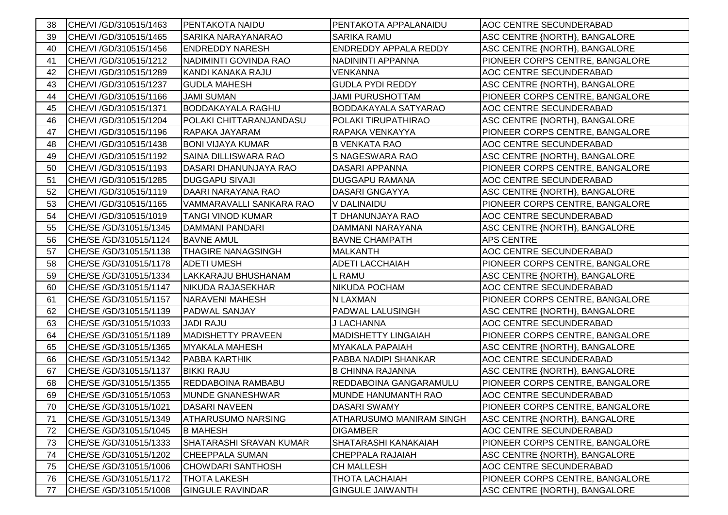| 38 | CHE/VI /GD/310515/1463 | PENTAKOTA NAIDU | PENTAKOTA APPALANAIDU | AOC CENTRE SECUNDERABAD |
|---|---|---|---|---|
| 39 | CHE/VI /GD/310515/1465 | SARIKA NARAYANARAO | SARIKA RAMU | ASC CENTRE {NORTH}, BANGALORE |
| 40 | CHE/VI /GD/310515/1456 | ENDREDDY NARESH | ENDREDDY APPALA REDDY | ASC CENTRE {NORTH}, BANGALORE |
| 41 | CHE/VI /GD/310515/1212 | NADIMINTI GOVINDA RAO | NADININTI APPANNA | PIONEER CORPS CENTRE, BANGALORE |
| 42 | CHE/VI /GD/310515/1289 | KANDI KANAKA RAJU | VENKANNA | AOC CENTRE SECUNDERABAD |
| 43 | CHE/VI /GD/310515/1237 | GUDLA MAHESH | GUDLA PYDI REDDY | ASC CENTRE {NORTH}, BANGALORE |
| 44 | CHE/VI /GD/310515/1166 | JAMI SUMAN | JAMI PURUSHOTTAM | PIONEER CORPS CENTRE, BANGALORE |
| 45 | CHE/VI /GD/310515/1371 | BODDAKAYALA RAGHU | BODDAKAYALA SATYARAO | AOC CENTRE SECUNDERABAD |
| 46 | CHE/VI /GD/310515/1204 | POLAKI CHITTARANJANDASU | POLAKI TIRUPATHIRAO | ASC CENTRE {NORTH}, BANGALORE |
| 47 | CHE/VI /GD/310515/1196 | RAPAKA JAYARAM | RAPAKA VENKAYYA | PIONEER CORPS CENTRE, BANGALORE |
| 48 | CHE/VI /GD/310515/1438 | BONI VIJAYA KUMAR | B VENKATA RAO | AOC CENTRE SECUNDERABAD |
| 49 | CHE/VI /GD/310515/1192 | SAINA DILLISWARA RAO | S NAGESWARA RAO | ASC CENTRE {NORTH}, BANGALORE |
| 50 | CHE/VI /GD/310515/1193 | DASARI DHANUNJAYA RAO | DASARI APPANNA | PIONEER CORPS CENTRE, BANGALORE |
| 51 | CHE/VI /GD/310515/1285 | DUGGAPU SIVAJI | DUGGAPU RAMANA | AOC CENTRE SECUNDERABAD |
| 52 | CHE/VI /GD/310515/1119 | DAARI NARAYANA RAO | DASARI GNGAYYA | ASC CENTRE {NORTH}, BANGALORE |
| 53 | CHE/VI /GD/310515/1165 | VAMMARAVALLI SANKARA RAO | V DALINAIDU | PIONEER CORPS CENTRE, BANGALORE |
| 54 | CHE/VI /GD/310515/1019 | TANGI VINOD KUMAR | T DHANUNJAYA RAO | AOC CENTRE SECUNDERABAD |
| 55 | CHE/SE /GD/310515/1345 | DAMMANI PANDARI | DAMMANI NARAYANA | ASC CENTRE {NORTH}, BANGALORE |
| 56 | CHE/SE /GD/310515/1124 | BAVNE AMUL | BAVNE CHAMPATH | APS CENTRE |
| 57 | CHE/SE /GD/310515/1138 | THAGIRE NANAGSINGH | MALKANTH | AOC CENTRE SECUNDERABAD |
| 58 | CHE/SE /GD/310515/1178 | ADETI UMESH | ADETI LACCHAIAH | PIONEER CORPS CENTRE, BANGALORE |
| 59 | CHE/SE /GD/310515/1334 | LAKKARAJU BHUSHANAM | L RAMU | ASC CENTRE {NORTH}, BANGALORE |
| 60 | CHE/SE /GD/310515/1147 | NIKUDA RAJASEKHAR | NIKUDA POCHAM | AOC CENTRE SECUNDERABAD |
| 61 | CHE/SE /GD/310515/1157 | NARAVENI MAHESH | N LAXMAN | PIONEER CORPS CENTRE, BANGALORE |
| 62 | CHE/SE /GD/310515/1139 | PADWAL SANJAY | PADWAL LALUSINGH | ASC CENTRE {NORTH}, BANGALORE |
| 63 | CHE/SE /GD/310515/1033 | JADI RAJU | J LACHANNA | AOC CENTRE SECUNDERABAD |
| 64 | CHE/SE /GD/310515/1189 | MADISHETTY PRAVEEN | MADISHETTY LINGAIAH | PIONEER CORPS CENTRE, BANGALORE |
| 65 | CHE/SE /GD/310515/1365 | MYAKALA MAHESH | MYAKALA PAPAIAH | ASC CENTRE {NORTH}, BANGALORE |
| 66 | CHE/SE /GD/310515/1342 | PABBA KARTHIK | PABBA NADIPI SHANKAR | AOC CENTRE SECUNDERABAD |
| 67 | CHE/SE /GD/310515/1137 | BIKKI RAJU | B CHINNA RAJANNA | ASC CENTRE {NORTH}, BANGALORE |
| 68 | CHE/SE /GD/310515/1355 | REDDABOINA RAMBABU | REDDABOINA GANGARAMULU | PIONEER CORPS CENTRE, BANGALORE |
| 69 | CHE/SE /GD/310515/1053 | MUNDE GNANESHWAR | MUNDE HANUMANTH RAO | AOC CENTRE SECUNDERABAD |
| 70 | CHE/SE /GD/310515/1021 | DASARI NAVEEN | DASARI SWAMY | PIONEER CORPS CENTRE, BANGALORE |
| 71 | CHE/SE /GD/310515/1349 | ATHARUSUMO NARSING | ATHARUSUMO MANIRAM SINGH | ASC CENTRE {NORTH}, BANGALORE |
| 72 | CHE/SE /GD/310515/1045 | B MAHESH | DIGAMBER | AOC CENTRE SECUNDERABAD |
| 73 | CHE/SE /GD/310515/1333 | SHATARASHI SRAVAN KUMAR | SHATARASHI KANAKAIAH | PIONEER CORPS CENTRE, BANGALORE |
| 74 | CHE/SE /GD/310515/1202 | CHEEPPALA SUMAN | CHEPPALA RAJAIAH | ASC CENTRE {NORTH}, BANGALORE |
| 75 | CHE/SE /GD/310515/1006 | CHOWDARI SANTHOSH | CH MALLESH | AOC CENTRE SECUNDERABAD |
| 76 | CHE/SE /GD/310515/1172 | THOTA LAKESH | THOTA LACHAIAH | PIONEER CORPS CENTRE, BANGALORE |
| 77 | CHE/SE /GD/310515/1008 | GINGULE RAVINDAR | GINGULE JAIWANTH | ASC CENTRE {NORTH}, BANGALORE |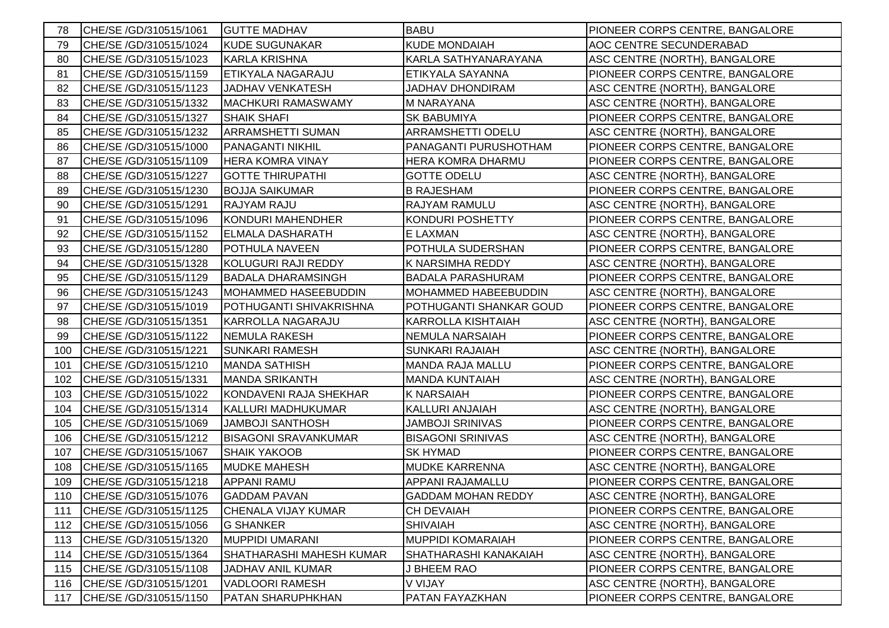| 78 | CHE/SE /GD/310515/1061 | GUTTE MADHAV | BABU | PIONEER CORPS CENTRE, BANGALORE |
|---|---|---|---|---|
| 79 | CHE/SE /GD/310515/1024 | KUDE SUGUNAKAR | KUDE MONDAIAH | AOC CENTRE SECUNDERABAD |
| 80 | CHE/SE /GD/310515/1023 | KARLA KRISHNA | KARLA SATHYANARAYANA | ASC CENTRE {NORTH}, BANGALORE |
| 81 | CHE/SE /GD/310515/1159 | ETIKYALA NAGARAJU | ETIKYALA SAYANNA | PIONEER CORPS CENTRE, BANGALORE |
| 82 | CHE/SE /GD/310515/1123 | JADHAV VENKATESH | JADHAV DHONDIRAM | ASC CENTRE {NORTH}, BANGALORE |
| 83 | CHE/SE /GD/310515/1332 | MACHKURI RAMASWAMY | M NARAYANA | ASC CENTRE {NORTH}, BANGALORE |
| 84 | CHE/SE /GD/310515/1327 | SHAIK SHAFI | SK BABUMIYA | PIONEER CORPS CENTRE, BANGALORE |
| 85 | CHE/SE /GD/310515/1232 | ARRAMSHETTI SUMAN | ARRAMSHETTI ODELU | ASC CENTRE {NORTH}, BANGALORE |
| 86 | CHE/SE /GD/310515/1000 | PANAGANTI NIKHIL | PANAGANTI PURUSHOTHAM | PIONEER CORPS CENTRE, BANGALORE |
| 87 | CHE/SE /GD/310515/1109 | HERA KOMRA VINAY | HERA KOMRA DHARMU | PIONEER CORPS CENTRE, BANGALORE |
| 88 | CHE/SE /GD/310515/1227 | GOTTE THIRUPATHI | GOTTE ODELU | ASC CENTRE {NORTH}, BANGALORE |
| 89 | CHE/SE /GD/310515/1230 | BOJJA SAIKUMAR | B RAJESHAM | PIONEER CORPS CENTRE, BANGALORE |
| 90 | CHE/SE /GD/310515/1291 | RAJYAM RAJU | RAJYAM RAMULU | ASC CENTRE {NORTH}, BANGALORE |
| 91 | CHE/SE /GD/310515/1096 | KONDURI MAHENDHER | KONDURI POSHETTY | PIONEER CORPS CENTRE, BANGALORE |
| 92 | CHE/SE /GD/310515/1152 | ELMALA DASHARATH | E LAXMAN | ASC CENTRE {NORTH}, BANGALORE |
| 93 | CHE/SE /GD/310515/1280 | POTHULA NAVEEN | POTHULA SUDERSHAN | PIONEER CORPS CENTRE, BANGALORE |
| 94 | CHE/SE /GD/310515/1328 | KOLUGURI RAJI REDDY | K NARSIMHA REDDY | ASC CENTRE {NORTH}, BANGALORE |
| 95 | CHE/SE /GD/310515/1129 | BADALA DHARAMSINGH | BADALA PARASHURAM | PIONEER CORPS CENTRE, BANGALORE |
| 96 | CHE/SE /GD/310515/1243 | MOHAMMED HASEEBUDDIN | MOHAMMED HABEEBUDDIN | ASC CENTRE {NORTH}, BANGALORE |
| 97 | CHE/SE /GD/310515/1019 | POTHUGANTI SHIVAKRISHNA | POTHUGANTI SHANKAR GOUD | PIONEER CORPS CENTRE, BANGALORE |
| 98 | CHE/SE /GD/310515/1351 | KARROLLA NAGARAJU | KARROLLA KISHTAIAH | ASC CENTRE {NORTH}, BANGALORE |
| 99 | CHE/SE /GD/310515/1122 | NEMULA RAKESH | NEMULA NARSAIAH | PIONEER CORPS CENTRE, BANGALORE |
| 100 | CHE/SE /GD/310515/1221 | SUNKARI RAMESH | SUNKARI RAJAIAH | ASC CENTRE {NORTH}, BANGALORE |
| 101 | CHE/SE /GD/310515/1210 | MANDA SATHISH | MANDA RAJA MALLU | PIONEER CORPS CENTRE, BANGALORE |
| 102 | CHE/SE /GD/310515/1331 | MANDA SRIKANTH | MANDA KUNTAIAH | ASC CENTRE {NORTH}, BANGALORE |
| 103 | CHE/SE /GD/310515/1022 | KONDAVENI RAJA SHEKHAR | K NARSAIAH | PIONEER CORPS CENTRE, BANGALORE |
| 104 | CHE/SE /GD/310515/1314 | KALLURI MADHUKUMAR | KALLURI ANJAIAH | ASC CENTRE {NORTH}, BANGALORE |
| 105 | CHE/SE /GD/310515/1069 | JAMBOJI SANTHOSH | JAMBOJI SRINIVAS | PIONEER CORPS CENTRE, BANGALORE |
| 106 | CHE/SE /GD/310515/1212 | BISAGONI SRAVANKUMAR | BISAGONI SRINIVAS | ASC CENTRE {NORTH}, BANGALORE |
| 107 | CHE/SE /GD/310515/1067 | SHAIK YAKOOB | SK HYMAD | PIONEER CORPS CENTRE, BANGALORE |
| 108 | CHE/SE /GD/310515/1165 | MUDKE MAHESH | MUDKE KARRENNA | ASC CENTRE {NORTH}, BANGALORE |
| 109 | CHE/SE /GD/310515/1218 | APPANI RAMU | APPANI RAJAMALLU | PIONEER CORPS CENTRE, BANGALORE |
| 110 | CHE/SE /GD/310515/1076 | GADDAM PAVAN | GADDAM MOHAN REDDY | ASC CENTRE {NORTH}, BANGALORE |
| 111 | CHE/SE /GD/310515/1125 | CHENALA VIJAY KUMAR | CH DEVAIAH | PIONEER CORPS CENTRE, BANGALORE |
| 112 | CHE/SE /GD/310515/1056 | G SHANKER | SHIVAIAH | ASC CENTRE {NORTH}, BANGALORE |
| 113 | CHE/SE /GD/310515/1320 | MUPPIDI UMARANI | MUPPIDI KOMARAIAH | PIONEER CORPS CENTRE, BANGALORE |
| 114 | CHE/SE /GD/310515/1364 | SHATHARASHI MAHESH KUMAR | SHATHARASHI KANAKAIAH | ASC CENTRE {NORTH}, BANGALORE |
| 115 | CHE/SE /GD/310515/1108 | JADHAV ANIL KUMAR | J BHEEM RAO | PIONEER CORPS CENTRE, BANGALORE |
| 116 | CHE/SE /GD/310515/1201 | VADLOORI RAMESH | V VIJAY | ASC CENTRE {NORTH}, BANGALORE |
| 117 | CHE/SE /GD/310515/1150 | PATAN SHARUPHKHAN | PATAN FAYAZKHAN | PIONEER CORPS CENTRE, BANGALORE |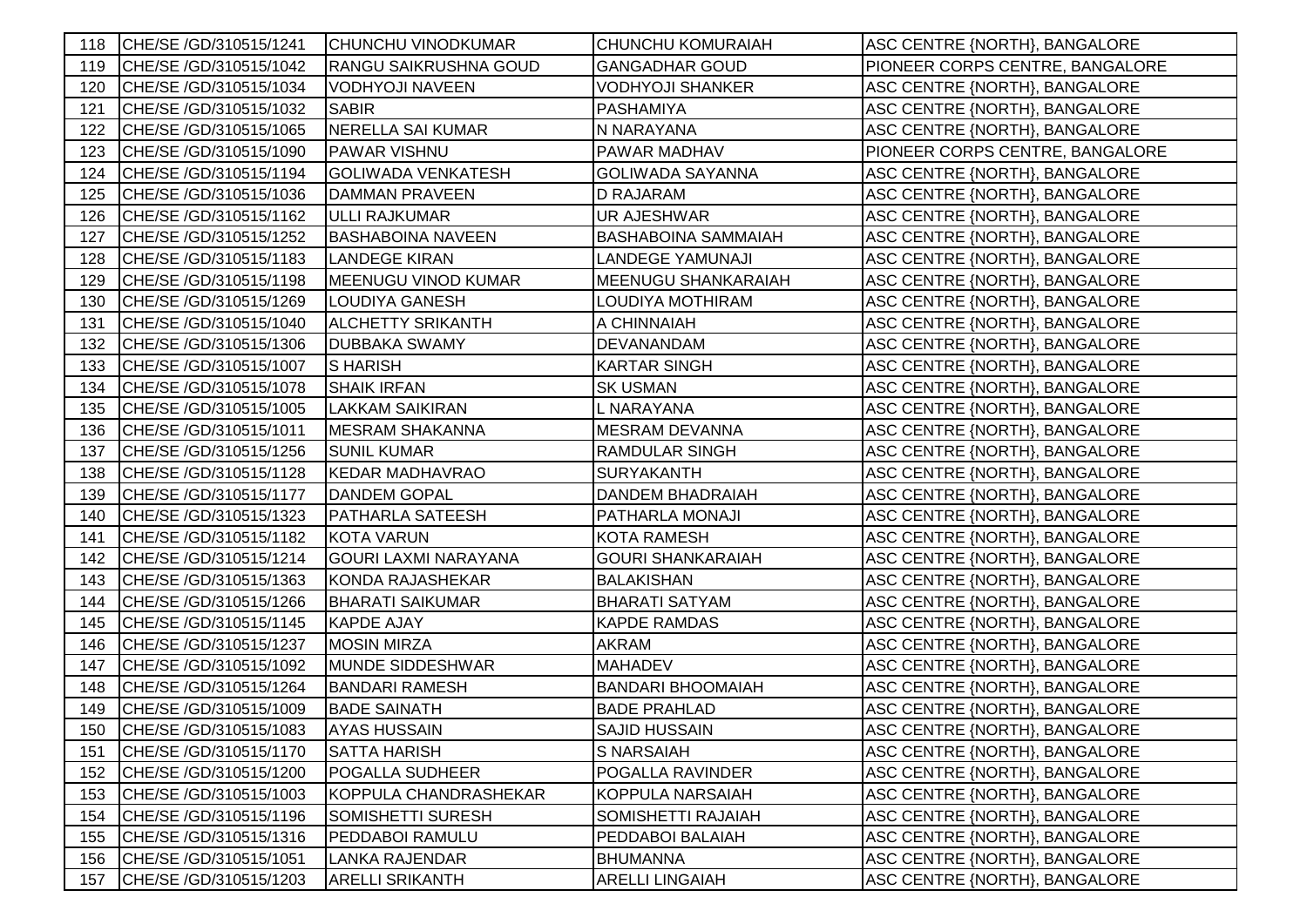| 118 | CHE/SE /GD/310515/1241 | CHUNCHU VINODKUMAR | CHUNCHU KOMURAIAH | ASC CENTRE {NORTH}, BANGALORE |
|---|---|---|---|---|
| 119 | CHE/SE /GD/310515/1042 | RANGU SAIKRUSHNA GOUD | GANGADHAR GOUD | PIONEER CORPS CENTRE, BANGALORE |
| 120 | CHE/SE /GD/310515/1034 | VODHYOJI NAVEEN | VODHYOJI SHANKER | ASC CENTRE {NORTH}, BANGALORE |
| 121 | CHE/SE /GD/310515/1032 | SABIR | PASHAMIYA | ASC CENTRE {NORTH}, BANGALORE |
| 122 | CHE/SE /GD/310515/1065 | NERELLA SAI KUMAR | N NARAYANA | ASC CENTRE {NORTH}, BANGALORE |
| 123 | CHE/SE /GD/310515/1090 | PAWAR VISHNU | PAWAR MADHAV | PIONEER CORPS CENTRE, BANGALORE |
| 124 | CHE/SE /GD/310515/1194 | GOLIWADA VENKATESH | GOLIWADA SAYANNA | ASC CENTRE {NORTH}, BANGALORE |
| 125 | CHE/SE /GD/310515/1036 | DAMMAN PRAVEEN | D RAJARAM | ASC CENTRE {NORTH}, BANGALORE |
| 126 | CHE/SE /GD/310515/1162 | ULLI RAJKUMAR | UR AJESHWAR | ASC CENTRE {NORTH}, BANGALORE |
| 127 | CHE/SE /GD/310515/1252 | BASHABOINA NAVEEN | BASHABOINA SAMMAIAH | ASC CENTRE {NORTH}, BANGALORE |
| 128 | CHE/SE /GD/310515/1183 | LANDEGE KIRAN | LANDEGE YAMUNAJI | ASC CENTRE {NORTH}, BANGALORE |
| 129 | CHE/SE /GD/310515/1198 | MEENUGU VINOD KUMAR | MEENUGU SHANKARAIAH | ASC CENTRE {NORTH}, BANGALORE |
| 130 | CHE/SE /GD/310515/1269 | LOUDIYA GANESH | LOUDIYA MOTHIRAM | ASC CENTRE {NORTH}, BANGALORE |
| 131 | CHE/SE /GD/310515/1040 | ALCHETTY SRIKANTH | A CHINNAIAH | ASC CENTRE {NORTH}, BANGALORE |
| 132 | CHE/SE /GD/310515/1306 | DUBBAKA SWAMY | DEVANANDAM | ASC CENTRE {NORTH}, BANGALORE |
| 133 | CHE/SE /GD/310515/1007 | S HARISH | KARTAR SINGH | ASC CENTRE {NORTH}, BANGALORE |
| 134 | CHE/SE /GD/310515/1078 | SHAIK IRFAN | SK USMAN | ASC CENTRE {NORTH}, BANGALORE |
| 135 | CHE/SE /GD/310515/1005 | LAKKAM SAIKIRAN | L NARAYANA | ASC CENTRE {NORTH}, BANGALORE |
| 136 | CHE/SE /GD/310515/1011 | MESRAM SHAKANNA | MESRAM DEVANNA | ASC CENTRE {NORTH}, BANGALORE |
| 137 | CHE/SE /GD/310515/1256 | SUNIL KUMAR | RAMDULAR SINGH | ASC CENTRE {NORTH}, BANGALORE |
| 138 | CHE/SE /GD/310515/1128 | KEDAR MADHAVRAO | SURYAKANTH | ASC CENTRE {NORTH}, BANGALORE |
| 139 | CHE/SE /GD/310515/1177 | DANDEM GOPAL | DANDEM BHADRAIAH | ASC CENTRE {NORTH}, BANGALORE |
| 140 | CHE/SE /GD/310515/1323 | PATHARLA SATEESH | PATHARLA MONAJI | ASC CENTRE {NORTH}, BANGALORE |
| 141 | CHE/SE /GD/310515/1182 | KOTA VARUN | KOTA RAMESH | ASC CENTRE {NORTH}, BANGALORE |
| 142 | CHE/SE /GD/310515/1214 | GOURI LAXMI NARAYANA | GOURI SHANKARAIAH | ASC CENTRE {NORTH}, BANGALORE |
| 143 | CHE/SE /GD/310515/1363 | KONDA RAJASHEKAR | BALAKISHAN | ASC CENTRE {NORTH}, BANGALORE |
| 144 | CHE/SE /GD/310515/1266 | BHARATI SAIKUMAR | BHARATI SATYAM | ASC CENTRE {NORTH}, BANGALORE |
| 145 | CHE/SE /GD/310515/1145 | KAPDE AJAY | KAPDE RAMDAS | ASC CENTRE {NORTH}, BANGALORE |
| 146 | CHE/SE /GD/310515/1237 | MOSIN MIRZA | AKRAM | ASC CENTRE {NORTH}, BANGALORE |
| 147 | CHE/SE /GD/310515/1092 | MUNDE SIDDESHWAR | MAHADEV | ASC CENTRE {NORTH}, BANGALORE |
| 148 | CHE/SE /GD/310515/1264 | BANDARI RAMESH | BANDARI BHOOMAIAH | ASC CENTRE {NORTH}, BANGALORE |
| 149 | CHE/SE /GD/310515/1009 | BADE SAINATH | BADE PRAHLAD | ASC CENTRE {NORTH}, BANGALORE |
| 150 | CHE/SE /GD/310515/1083 | AYAS HUSSAIN | SAJID HUSSAIN | ASC CENTRE {NORTH}, BANGALORE |
| 151 | CHE/SE /GD/310515/1170 | SATTA HARISH | S NARSAIAH | ASC CENTRE {NORTH}, BANGALORE |
| 152 | CHE/SE /GD/310515/1200 | POGALLA SUDHEER | POGALLA RAVINDER | ASC CENTRE {NORTH}, BANGALORE |
| 153 | CHE/SE /GD/310515/1003 | KOPPULA CHANDRASHEKAR | KOPPULA NARSAIAH | ASC CENTRE {NORTH}, BANGALORE |
| 154 | CHE/SE /GD/310515/1196 | SOMISHETTI SURESH | SOMISHETTI RAJAIAH | ASC CENTRE {NORTH}, BANGALORE |
| 155 | CHE/SE /GD/310515/1316 | PEDDABOI RAMULU | PEDDABOI BALAIAH | ASC CENTRE {NORTH}, BANGALORE |
| 156 | CHE/SE /GD/310515/1051 | LANKA RAJENDAR | BHUMANNA | ASC CENTRE {NORTH}, BANGALORE |
| 157 | CHE/SE /GD/310515/1203 | ARELLI SRIKANTH | ARELLI LINGAIAH | ASC CENTRE {NORTH}, BANGALORE |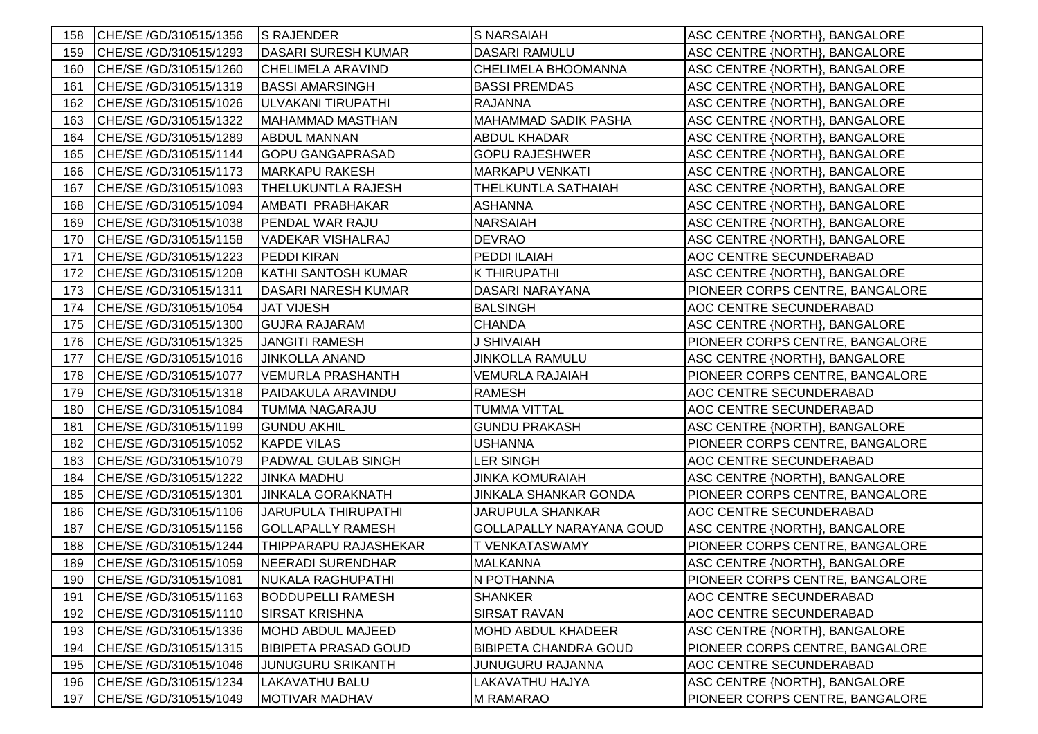| 158 | CHE/SE /GD/310515/1356 | S RAJENDER | S NARSAIAH | ASC CENTRE {NORTH}, BANGALORE |
|---|---|---|---|---|
| 159 | CHE/SE /GD/310515/1293 | DASARI SURESH KUMAR | DASARI RAMULU | ASC CENTRE {NORTH}, BANGALORE |
| 160 | CHE/SE /GD/310515/1260 | CHELIMELA ARAVIND | CHELIMELA BHOOMANNA | ASC CENTRE {NORTH}, BANGALORE |
| 161 | CHE/SE /GD/310515/1319 | BASSI AMARSINGH | BASSI PREMDAS | ASC CENTRE {NORTH}, BANGALORE |
| 162 | CHE/SE /GD/310515/1026 | ULVAKANI TIRUPATHI | RAJANNA | ASC CENTRE {NORTH}, BANGALORE |
| 163 | CHE/SE /GD/310515/1322 | MAHAMMAD MASTHAN | MAHAMMAD SADIK PASHA | ASC CENTRE {NORTH}, BANGALORE |
| 164 | CHE/SE /GD/310515/1289 | ABDUL MANNAN | ABDUL KHADAR | ASC CENTRE {NORTH}, BANGALORE |
| 165 | CHE/SE /GD/310515/1144 | GOPU GANGAPRASAD | GOPU RAJESHWER | ASC CENTRE {NORTH}, BANGALORE |
| 166 | CHE/SE /GD/310515/1173 | MARKAPU RAKESH | MARKAPU VENKATI | ASC CENTRE {NORTH}, BANGALORE |
| 167 | CHE/SE /GD/310515/1093 | THELUKUNTLA RAJESH | THELKUNTLA SATHAIAH | ASC CENTRE {NORTH}, BANGALORE |
| 168 | CHE/SE /GD/310515/1094 | AMBATI PRABHAKAR | ASHANNA | ASC CENTRE {NORTH}, BANGALORE |
| 169 | CHE/SE /GD/310515/1038 | PENDAL WAR RAJU | NARSAIAH | ASC CENTRE {NORTH}, BANGALORE |
| 170 | CHE/SE /GD/310515/1158 | VADEKAR VISHALRAJ | DEVRAO | ASC CENTRE {NORTH}, BANGALORE |
| 171 | CHE/SE /GD/310515/1223 | PEDDI KIRAN | PEDDI ILAIAH | AOC CENTRE SECUNDERABAD |
| 172 | CHE/SE /GD/310515/1208 | KATHI SANTOSH KUMAR | K THIRUPATHI | ASC CENTRE {NORTH}, BANGALORE |
| 173 | CHE/SE /GD/310515/1311 | DASARI NARESH KUMAR | DASARI NARAYANA | PIONEER CORPS CENTRE, BANGALORE |
| 174 | CHE/SE /GD/310515/1054 | JAT VIJESH | BALSINGH | AOC CENTRE SECUNDERABAD |
| 175 | CHE/SE /GD/310515/1300 | GUJRA RAJARAM | CHANDA | ASC CENTRE {NORTH}, BANGALORE |
| 176 | CHE/SE /GD/310515/1325 | JANGITI RAMESH | J SHIVAIAH | PIONEER CORPS CENTRE, BANGALORE |
| 177 | CHE/SE /GD/310515/1016 | JINKOLLA ANAND | JINKOLLA RAMULU | ASC CENTRE {NORTH}, BANGALORE |
| 178 | CHE/SE /GD/310515/1077 | VEMURLA PRASHANTH | VEMURLA RAJAIAH | PIONEER CORPS CENTRE, BANGALORE |
| 179 | CHE/SE /GD/310515/1318 | PAIDAKULA ARAVINDU | RAMESH | AOC CENTRE SECUNDERABAD |
| 180 | CHE/SE /GD/310515/1084 | TUMMA NAGARAJU | TUMMA VITTAL | AOC CENTRE SECUNDERABAD |
| 181 | CHE/SE /GD/310515/1199 | GUNDU AKHIL | GUNDU PRAKASH | ASC CENTRE {NORTH}, BANGALORE |
| 182 | CHE/SE /GD/310515/1052 | KAPDE VILAS | USHANNA | PIONEER CORPS CENTRE, BANGALORE |
| 183 | CHE/SE /GD/310515/1079 | PADWAL GULAB SINGH | LER SINGH | AOC CENTRE SECUNDERABAD |
| 184 | CHE/SE /GD/310515/1222 | JINKA MADHU | JINKA KOMURAIAH | ASC CENTRE {NORTH}, BANGALORE |
| 185 | CHE/SE /GD/310515/1301 | JINKALA GORAKNATH | JINKALA SHANKAR GONDA | PIONEER CORPS CENTRE, BANGALORE |
| 186 | CHE/SE /GD/310515/1106 | JARUPULA THIRUPATHI | JARUPULA SHANKAR | AOC CENTRE SECUNDERABAD |
| 187 | CHE/SE /GD/310515/1156 | GOLLAPALLY RAMESH | GOLLAPALLY NARAYANA GOUD | ASC CENTRE {NORTH}, BANGALORE |
| 188 | CHE/SE /GD/310515/1244 | THIPPARAPU RAJASHEKAR | T VENKATASWAMY | PIONEER CORPS CENTRE, BANGALORE |
| 189 | CHE/SE /GD/310515/1059 | NEERADI SURENDHAR | MALKANNA | ASC CENTRE {NORTH}, BANGALORE |
| 190 | CHE/SE /GD/310515/1081 | NUKALA RAGHUPATHI | N POTHANNA | PIONEER CORPS CENTRE, BANGALORE |
| 191 | CHE/SE /GD/310515/1163 | BODDUPELLI RAMESH | SHANKER | AOC CENTRE SECUNDERABAD |
| 192 | CHE/SE /GD/310515/1110 | SIRSAT KRISHNA | SIRSAT RAVAN | AOC CENTRE SECUNDERABAD |
| 193 | CHE/SE /GD/310515/1336 | MOHD ABDUL MAJEED | MOHD ABDUL KHADEER | ASC CENTRE {NORTH}, BANGALORE |
| 194 | CHE/SE /GD/310515/1315 | BIBIPETA PRASAD GOUD | BIBIPETA CHANDRA GOUD | PIONEER CORPS CENTRE, BANGALORE |
| 195 | CHE/SE /GD/310515/1046 | JUNUGURU SRIKANTH | JUNUGURU RAJANNA | AOC CENTRE SECUNDERABAD |
| 196 | CHE/SE /GD/310515/1234 | LAKAVATHU BALU | LAKAVATHU HAJYA | ASC CENTRE {NORTH}, BANGALORE |
| 197 | CHE/SE /GD/310515/1049 | MOTIVAR MADHAV | M RAMARAO | PIONEER CORPS CENTRE, BANGALORE |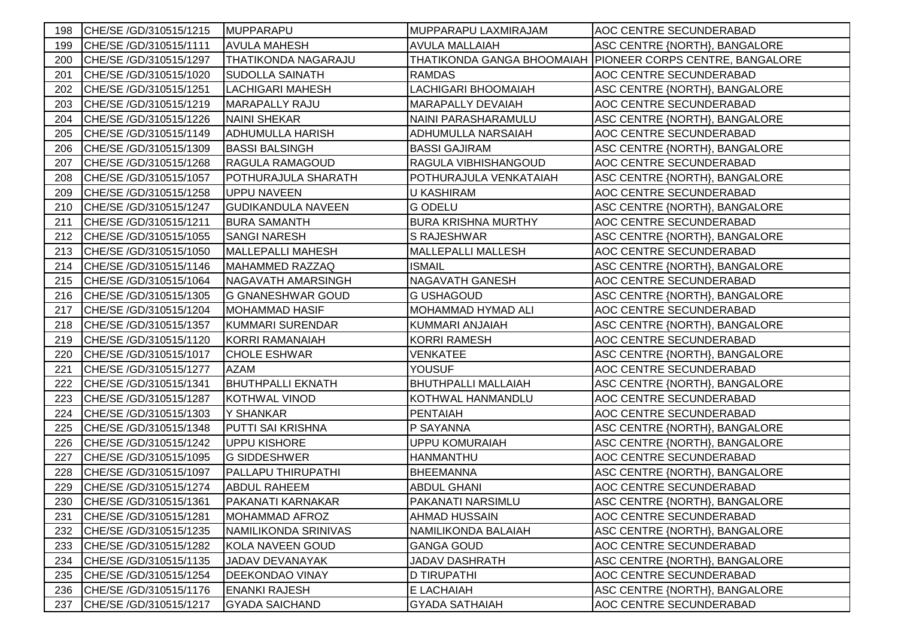| | | | | |
|---|---|---|---|---|
| 198 | CHE/SE /GD/310515/1215 | MUPPARAPU | MUPPARAPU LAXMIRAJAM | AOC CENTRE SECUNDERABAD |
| 199 | CHE/SE /GD/310515/1111 | AVULA MAHESH | AVULA MALLAIAH | ASC CENTRE {NORTH}, BANGALORE |
| 200 | CHE/SE /GD/310515/1297 | THATIKONDA NAGARAJU | THATIKONDA GANGA BHOOMAIAH | PIONEER CORPS CENTRE, BANGALORE |
| 201 | CHE/SE /GD/310515/1020 | SUDOLLA SAINATH | RAMDAS | AOC CENTRE SECUNDERABAD |
| 202 | CHE/SE /GD/310515/1251 | LACHIGARI MAHESH | LACHIGARI BHOOMAIAH | ASC CENTRE {NORTH}, BANGALORE |
| 203 | CHE/SE /GD/310515/1219 | MARAPALLY RAJU | MARAPALLY DEVAIAH | AOC CENTRE SECUNDERABAD |
| 204 | CHE/SE /GD/310515/1226 | NAINI SHEKAR | NAINI PARASHARAMULU | ASC CENTRE {NORTH}, BANGALORE |
| 205 | CHE/SE /GD/310515/1149 | ADHUMULLA HARISH | ADHUMULLA NARSAIAH | AOC CENTRE SECUNDERABAD |
| 206 | CHE/SE /GD/310515/1309 | BASSI BALSINGH | BASSI GAJIRAM | ASC CENTRE {NORTH}, BANGALORE |
| 207 | CHE/SE /GD/310515/1268 | RAGULA RAMAGOUD | RAGULA VIBHISHANGOUD | AOC CENTRE SECUNDERABAD |
| 208 | CHE/SE /GD/310515/1057 | POTHURAJULA SHARATH | POTHURAJULA VENKATAIAH | ASC CENTRE {NORTH}, BANGALORE |
| 209 | CHE/SE /GD/310515/1258 | UPPU NAVEEN | U KASHIRAM | AOC CENTRE SECUNDERABAD |
| 210 | CHE/SE /GD/310515/1247 | GUDIKANDULA NAVEEN | G ODELU | ASC CENTRE {NORTH}, BANGALORE |
| 211 | CHE/SE /GD/310515/1211 | BURA SAMANTH | BURA KRISHNA MURTHY | AOC CENTRE SECUNDERABAD |
| 212 | CHE/SE /GD/310515/1055 | SANGI NARESH | S RAJESHWAR | ASC CENTRE {NORTH}, BANGALORE |
| 213 | CHE/SE /GD/310515/1050 | MALLEPALLI MAHESH | MALLEPALLI MALLESH | AOC CENTRE SECUNDERABAD |
| 214 | CHE/SE /GD/310515/1146 | MAHAMMED RAZZAQ | ISMAIL | ASC CENTRE {NORTH}, BANGALORE |
| 215 | CHE/SE /GD/310515/1064 | NAGAVATH AMARSINGH | NAGAVATH GANESH | AOC CENTRE SECUNDERABAD |
| 216 | CHE/SE /GD/310515/1305 | G GNANESHWAR GOUD | G USHAGOUD | ASC CENTRE {NORTH}, BANGALORE |
| 217 | CHE/SE /GD/310515/1204 | MOHAMMAD HASIF | MOHAMMAD HYMAD ALI | AOC CENTRE SECUNDERABAD |
| 218 | CHE/SE /GD/310515/1357 | KUMMARI SURENDAR | KUMMARI ANJAIAH | ASC CENTRE {NORTH}, BANGALORE |
| 219 | CHE/SE /GD/310515/1120 | KORRI RAMANAIAH | KORRI RAMESH | AOC CENTRE SECUNDERABAD |
| 220 | CHE/SE /GD/310515/1017 | CHOLE ESHWAR | VENKATEE | ASC CENTRE {NORTH}, BANGALORE |
| 221 | CHE/SE /GD/310515/1277 | AZAM | YOUSUF | AOC CENTRE SECUNDERABAD |
| 222 | CHE/SE /GD/310515/1341 | BHUTHPALLI EKNATH | BHUTHPALLI MALLAIAH | ASC CENTRE {NORTH}, BANGALORE |
| 223 | CHE/SE /GD/310515/1287 | KOTHWAL VINOD | KOTHWAL HANMANDLU | AOC CENTRE SECUNDERABAD |
| 224 | CHE/SE /GD/310515/1303 | Y SHANKAR | PENTAIAH | AOC CENTRE SECUNDERABAD |
| 225 | CHE/SE /GD/310515/1348 | PUTTI SAI KRISHNA | P SAYANNA | ASC CENTRE {NORTH}, BANGALORE |
| 226 | CHE/SE /GD/310515/1242 | UPPU KISHORE | UPPU KOMURAIAH | ASC CENTRE {NORTH}, BANGALORE |
| 227 | CHE/SE /GD/310515/1095 | G SIDDESHWER | HANMANTHU | AOC CENTRE SECUNDERABAD |
| 228 | CHE/SE /GD/310515/1097 | PALLAPU THIRUPATHI | BHEEMANNA | ASC CENTRE {NORTH}, BANGALORE |
| 229 | CHE/SE /GD/310515/1274 | ABDUL RAHEEM | ABDUL GHANI | AOC CENTRE SECUNDERABAD |
| 230 | CHE/SE /GD/310515/1361 | PAKANATI KARNAKAR | PAKANATI NARSIMLU | ASC CENTRE {NORTH}, BANGALORE |
| 231 | CHE/SE /GD/310515/1281 | MOHAMMAD AFROZ | AHMAD HUSSAIN | AOC CENTRE SECUNDERABAD |
| 232 | CHE/SE /GD/310515/1235 | NAMILIKONDA SRINIVAS | NAMILIKONDA BALAIAH | ASC CENTRE {NORTH}, BANGALORE |
| 233 | CHE/SE /GD/310515/1282 | KOLA NAVEEN GOUD | GANGA GOUD | AOC CENTRE SECUNDERABAD |
| 234 | CHE/SE /GD/310515/1135 | JADAV DEVANAYAK | JADAV DASHRATH | ASC CENTRE {NORTH}, BANGALORE |
| 235 | CHE/SE /GD/310515/1254 | DEEKONDAO VINAY | D TIRUPATHI | AOC CENTRE SECUNDERABAD |
| 236 | CHE/SE /GD/310515/1176 | ENANKI RAJESH | E LACHAIAH | ASC CENTRE {NORTH}, BANGALORE |
| 237 | CHE/SE /GD/310515/1217 | GYADA SAICHAND | GYADA SATHAIAH | AOC CENTRE SECUNDERABAD |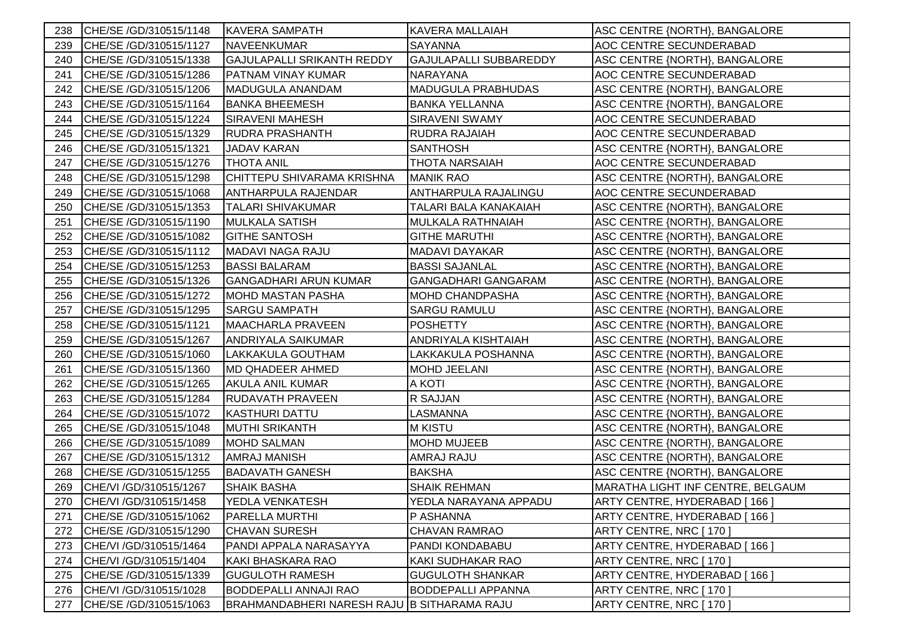| 238 | CHE/SE /GD/310515/1148 | KAVERA SAMPATH | KAVERA MALLAIAH | ASC CENTRE {NORTH}, BANGALORE |
|---|---|---|---|---|
| 239 | CHE/SE /GD/310515/1127 | NAVEENKUMAR | SAYANNA | AOC CENTRE SECUNDERABAD |
| 240 | CHE/SE /GD/310515/1338 | GAJULAPALLI SRIKANTH REDDY | GAJULAPALLI SUBBAREDDY | ASC CENTRE {NORTH}, BANGALORE |
| 241 | CHE/SE /GD/310515/1286 | PATNAM VINAY KUMAR | NARAYANA | AOC CENTRE SECUNDERABAD |
| 242 | CHE/SE /GD/310515/1206 | MADUGULA ANANDAM | MADUGULA PRABHUDAS | ASC CENTRE {NORTH}, BANGALORE |
| 243 | CHE/SE /GD/310515/1164 | BANKA BHEEMESH | BANKA YELLANNA | ASC CENTRE {NORTH}, BANGALORE |
| 244 | CHE/SE /GD/310515/1224 | SIRAVENI MAHESH | SIRAVENI SWAMY | AOC CENTRE SECUNDERABAD |
| 245 | CHE/SE /GD/310515/1329 | RUDRA PRASHANTH | RUDRA RAJAIAH | AOC CENTRE SECUNDERABAD |
| 246 | CHE/SE /GD/310515/1321 | JADAV KARAN | SANTHOSH | ASC CENTRE {NORTH}, BANGALORE |
| 247 | CHE/SE /GD/310515/1276 | THOTA ANIL | THOTA NARSAIAH | AOC CENTRE SECUNDERABAD |
| 248 | CHE/SE /GD/310515/1298 | CHITTEPU SHIVARAMA KRISHNA | MANIK RAO | ASC CENTRE {NORTH}, BANGALORE |
| 249 | CHE/SE /GD/310515/1068 | ANTHARPULA RAJENDAR | ANTHARPULA RAJALINGU | AOC CENTRE SECUNDERABAD |
| 250 | CHE/SE /GD/310515/1353 | TALARI SHIVAKUMAR | TALARI BALA KANAKAIAH | ASC CENTRE {NORTH}, BANGALORE |
| 251 | CHE/SE /GD/310515/1190 | MULKALA SATISH | MULKALA RATHNAIAH | ASC CENTRE {NORTH}, BANGALORE |
| 252 | CHE/SE /GD/310515/1082 | GITHE SANTOSH | GITHE MARUTHI | ASC CENTRE {NORTH}, BANGALORE |
| 253 | CHE/SE /GD/310515/1112 | MADAVI NAGA RAJU | MADAVI DAYAKAR | ASC CENTRE {NORTH}, BANGALORE |
| 254 | CHE/SE /GD/310515/1253 | BASSI BALARAM | BASSI SAJANLAL | ASC CENTRE {NORTH}, BANGALORE |
| 255 | CHE/SE /GD/310515/1326 | GANGADHARI ARUN KUMAR | GANGADHARI GANGARAM | ASC CENTRE {NORTH}, BANGALORE |
| 256 | CHE/SE /GD/310515/1272 | MOHD MASTAN PASHA | MOHD CHANDPASHA | ASC CENTRE {NORTH}, BANGALORE |
| 257 | CHE/SE /GD/310515/1295 | SARGU SAMPATH | SARGU RAMULU | ASC CENTRE {NORTH}, BANGALORE |
| 258 | CHE/SE /GD/310515/1121 | MAACHARLA PRAVEEN | POSHETTY | ASC CENTRE {NORTH}, BANGALORE |
| 259 | CHE/SE /GD/310515/1267 | ANDRIYALA SAIKUMAR | ANDRIYALA KISHTAIAH | ASC CENTRE {NORTH}, BANGALORE |
| 260 | CHE/SE /GD/310515/1060 | LAKKAKULA GOUTHAM | LAKKAKULA POSHANNA | ASC CENTRE {NORTH}, BANGALORE |
| 261 | CHE/SE /GD/310515/1360 | MD QHADEER AHMED | MOHD JEELANI | ASC CENTRE {NORTH}, BANGALORE |
| 262 | CHE/SE /GD/310515/1265 | AKULA ANIL KUMAR | A KOTI | ASC CENTRE {NORTH}, BANGALORE |
| 263 | CHE/SE /GD/310515/1284 | RUDAVATH PRAVEEN | R SAJJAN | ASC CENTRE {NORTH}, BANGALORE |
| 264 | CHE/SE /GD/310515/1072 | KASTHURI DATTU | LASMANNA | ASC CENTRE {NORTH}, BANGALORE |
| 265 | CHE/SE /GD/310515/1048 | MUTHI SRIKANTH | M KISTU | ASC CENTRE {NORTH}, BANGALORE |
| 266 | CHE/SE /GD/310515/1089 | MOHD SALMAN | MOHD MUJEEB | ASC CENTRE {NORTH}, BANGALORE |
| 267 | CHE/SE /GD/310515/1312 | AMRAJ MANISH | AMRAJ RAJU | ASC CENTRE {NORTH}, BANGALORE |
| 268 | CHE/SE /GD/310515/1255 | BADAVATH GANESH | BAKSHA | ASC CENTRE {NORTH}, BANGALORE |
| 269 | CHE/VI /GD/310515/1267 | SHAIK BASHA | SHAIK REHMAN | MARATHA LIGHT INF CENTRE, BELGAUM |
| 270 | CHE/VI /GD/310515/1458 | YEDLA VENKATESH | YEDLA NARAYANA APPADU | ARTY CENTRE, HYDERABAD [ 166 ] |
| 271 | CHE/SE /GD/310515/1062 | PARELLA MURTHI | P ASHANNA | ARTY CENTRE, HYDERABAD [ 166 ] |
| 272 | CHE/SE /GD/310515/1290 | CHAVAN SURESH | CHAVAN RAMRAO | ARTY CENTRE, NRC [ 170 ] |
| 273 | CHE/VI /GD/310515/1464 | PANDI APPALA NARASAYYA | PANDI KONDABABU | ARTY CENTRE, HYDERABAD [ 166 ] |
| 274 | CHE/VI /GD/310515/1404 | KAKI BHASKARA RAO | KAKI SUDHAKAR RAO | ARTY CENTRE, NRC [ 170 ] |
| 275 | CHE/SE /GD/310515/1339 | GUGULOTH RAMESH | GUGULOTH SHANKAR | ARTY CENTRE, HYDERABAD [ 166 ] |
| 276 | CHE/VI /GD/310515/1028 | BODDEPALLI ANNAJI RAO | BODDEPALLI APPANNA | ARTY CENTRE, NRC [ 170 ] |
| 277 | CHE/SE /GD/310515/1063 | BRAHMANDABHERI NARESH RAJU | B SITHARAMA RAJU | ARTY CENTRE, NRC [ 170 ] |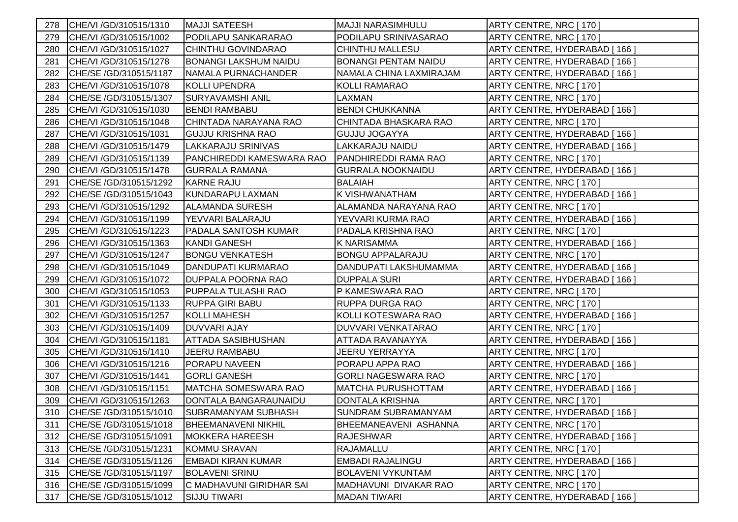| 278 | CHE/VI /GD/310515/1310 | MAJJI SATEESH | MAJJI NARASIMHULU | ARTY CENTRE, NRC [ 170 ] |
|---|---|---|---|---|
| 279 | CHE/VI /GD/310515/1002 | PODILAPU SANKARARAO | PODILAPU SRINIVASARAO | ARTY CENTRE, NRC [ 170 ] |
| 280 | CHE/VI /GD/310515/1027 | CHINTHU GOVINDARAO | CHINTHU MALLESU | ARTY CENTRE, HYDERABAD [ 166 ] |
| 281 | CHE/VI /GD/310515/1278 | BONANGI LAKSHUM NAIDU | BONANGI PENTAM NAIDU | ARTY CENTRE, HYDERABAD [ 166 ] |
| 282 | CHE/SE /GD/310515/1187 | NAMALA PURNACHANDER | NAMALA CHINA LAXMIRAJAM | ARTY CENTRE, HYDERABAD [ 166 ] |
| 283 | CHE/VI /GD/310515/1078 | KOLLI UPENDRA | KOLLI RAMARAO | ARTY CENTRE, NRC [ 170 ] |
| 284 | CHE/SE /GD/310515/1307 | SURYAVAMSHI ANIL | LAXMAN | ARTY CENTRE, NRC [ 170 ] |
| 285 | CHE/VI /GD/310515/1030 | BENDI RAMBABU | BENDI CHUKKANNA | ARTY CENTRE, HYDERABAD [ 166 ] |
| 286 | CHE/VI /GD/310515/1048 | CHINTADA NARAYANA RAO | CHINTADA BHASKARA RAO | ARTY CENTRE, NRC [ 170 ] |
| 287 | CHE/VI /GD/310515/1031 | GUJJU KRISHNA RAO | GUJJU JOGAYYA | ARTY CENTRE, HYDERABAD [ 166 ] |
| 288 | CHE/VI /GD/310515/1479 | LAKKARAJU SRINIVAS | LAKKARAJU NAIDU | ARTY CENTRE, HYDERABAD [ 166 ] |
| 289 | CHE/VI /GD/310515/1139 | PANCHIREDDI KAMESWARA RAO | PANDHIREDDI RAMA RAO | ARTY CENTRE, NRC [ 170 ] |
| 290 | CHE/VI /GD/310515/1478 | GURRALA RAMANA | GURRALA NOOKNAIDU | ARTY CENTRE, HYDERABAD [ 166 ] |
| 291 | CHE/SE /GD/310515/1292 | KARNE RAJU | BALAIAH | ARTY CENTRE, NRC [ 170 ] |
| 292 | CHE/SE /GD/310515/1043 | KUNDARAPU LAXMAN | K VISHWANATHAM | ARTY CENTRE, HYDERABAD [ 166 ] |
| 293 | CHE/VI /GD/310515/1292 | ALAMANDA SURESH | ALAMANDA NARAYANA RAO | ARTY CENTRE, NRC [ 170 ] |
| 294 | CHE/VI /GD/310515/1199 | YEVVARI BALARAJU | YEVVARI KURMA RAO | ARTY CENTRE, HYDERABAD [ 166 ] |
| 295 | CHE/VI /GD/310515/1223 | PADALA SANTOSH KUMAR | PADALA KRISHNA RAO | ARTY CENTRE, NRC [ 170 ] |
| 296 | CHE/VI /GD/310515/1363 | KANDI GANESH | K NARISAMMA | ARTY CENTRE, HYDERABAD [ 166 ] |
| 297 | CHE/VI /GD/310515/1247 | BONGU VENKATESH | BONGU APPALARAJU | ARTY CENTRE, NRC [ 170 ] |
| 298 | CHE/VI /GD/310515/1049 | DANDUPATI KURMARAO | DANDUPATI LAKSHUMAMMA | ARTY CENTRE, HYDERABAD [ 166 ] |
| 299 | CHE/VI /GD/310515/1072 | DUPPALA POORNA RAO | DUPPALA SURI | ARTY CENTRE, HYDERABAD [ 166 ] |
| 300 | CHE/VI /GD/310515/1053 | PUPPALA TULASHI RAO | P KAMESWARA RAO | ARTY CENTRE, NRC [ 170 ] |
| 301 | CHE/VI /GD/310515/1133 | RUPPA GIRI BABU | RUPPA DURGA RAO | ARTY CENTRE, NRC [ 170 ] |
| 302 | CHE/VI /GD/310515/1257 | KOLLI MAHESH | KOLLI KOTESWARA RAO | ARTY CENTRE, HYDERABAD [ 166 ] |
| 303 | CHE/VI /GD/310515/1409 | DUVVARI AJAY | DUVVARI VENKATARAO | ARTY CENTRE, NRC [ 170 ] |
| 304 | CHE/VI /GD/310515/1181 | ATTADA SASIBHUSHAN | ATTADA RAVANAYYA | ARTY CENTRE, HYDERABAD [ 166 ] |
| 305 | CHE/VI /GD/310515/1410 | JEERU RAMBABU | JEERU YERRAYYA | ARTY CENTRE, NRC [ 170 ] |
| 306 | CHE/VI /GD/310515/1216 | PORAPU NAVEEN | PORAPU APPA RAO | ARTY CENTRE, HYDERABAD [ 166 ] |
| 307 | CHE/VI /GD/310515/1441 | GORLI GANESH | GORLI NAGESWARA RAO | ARTY CENTRE, NRC [ 170 ] |
| 308 | CHE/VI /GD/310515/1151 | MATCHA SOMESWARA RAO | MATCHA PURUSHOTTAM | ARTY CENTRE, HYDERABAD [ 166 ] |
| 309 | CHE/VI /GD/310515/1263 | DONTALA BANGARAUNAIDU | DONTALA KRISHNA | ARTY CENTRE, NRC [ 170 ] |
| 310 | CHE/SE /GD/310515/1010 | SUBRAMANYAM SUBHASH | SUNDRAM SUBRAMANYAM | ARTY CENTRE, HYDERABAD [ 166 ] |
| 311 | CHE/SE /GD/310515/1018 | BHEEMANAVENI NIKHIL | BHEEMANEAVENI ASHANNA | ARTY CENTRE, NRC [ 170 ] |
| 312 | CHE/SE /GD/310515/1091 | MOKKERA HAREESH | RAJESHWAR | ARTY CENTRE, HYDERABAD [ 166 ] |
| 313 | CHE/SE /GD/310515/1231 | KOMMU SRAVAN | RAJAMALLU | ARTY CENTRE, NRC [ 170 ] |
| 314 | CHE/SE /GD/310515/1126 | EMBADI KIRAN KUMAR | EMBADI RAJALINGU | ARTY CENTRE, HYDERABAD [ 166 ] |
| 315 | CHE/SE /GD/310515/1197 | BOLAVENI SRINU | BOLAVENI VYKUNTAM | ARTY CENTRE, NRC [ 170 ] |
| 316 | CHE/SE /GD/310515/1099 | C MADHAVUNI GIRIDHAR SAI | MADHAVUNI DIVAKAR RAO | ARTY CENTRE, NRC [ 170 ] |
| 317 | CHE/SE /GD/310515/1012 | SIJJU TIWARI | MADAN TIWARI | ARTY CENTRE, HYDERABAD [ 166 ] |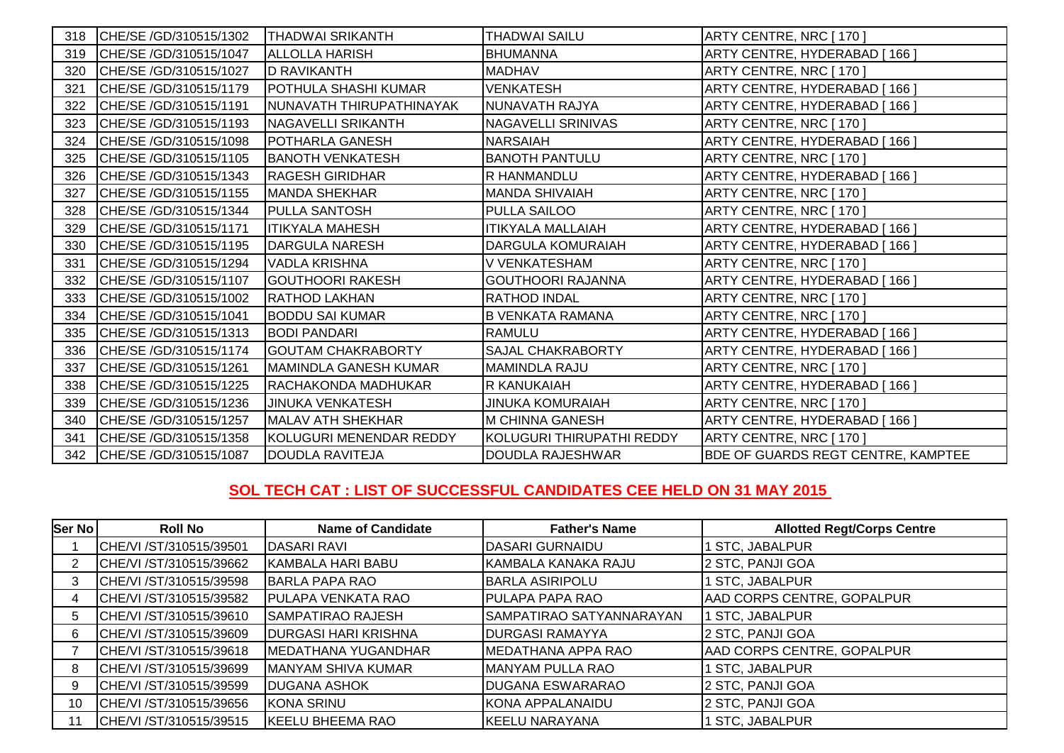| | | | | |
|---|---|---|---|---|
| 318 | CHE/SE /GD/310515/1302 | THADWAI SRIKANTH | THADWAI SAILU | ARTY CENTRE, NRC [ 170 ] |
| 319 | CHE/SE /GD/310515/1047 | ALLOLLA HARISH | BHUMANNA | ARTY CENTRE, HYDERABAD [ 166 ] |
| 320 | CHE/SE /GD/310515/1027 | D RAVIKANTH | MADHAV | ARTY CENTRE, NRC [ 170 ] |
| 321 | CHE/SE /GD/310515/1179 | POTHULA SHASHI KUMAR | VENKATESH | ARTY CENTRE, HYDERABAD [ 166 ] |
| 322 | CHE/SE /GD/310515/1191 | NUNAVATH THIRUPATHINAYAK | NUNAVATH RAJYA | ARTY CENTRE, HYDERABAD [ 166 ] |
| 323 | CHE/SE /GD/310515/1193 | NAGAVELLI SRIKANTH | NAGAVELLI SRINIVAS | ARTY CENTRE, NRC [ 170 ] |
| 324 | CHE/SE /GD/310515/1098 | POTHARLA GANESH | NARSAIAH | ARTY CENTRE, HYDERABAD [ 166 ] |
| 325 | CHE/SE /GD/310515/1105 | BANOTH VENKATESH | BANOTH PANTULU | ARTY CENTRE, NRC [ 170 ] |
| 326 | CHE/SE /GD/310515/1343 | RAGESH GIRIDHAR | R HANMANDLU | ARTY CENTRE, HYDERABAD [ 166 ] |
| 327 | CHE/SE /GD/310515/1155 | MANDA SHEKHAR | MANDA SHIVAIAH | ARTY CENTRE, NRC [ 170 ] |
| 328 | CHE/SE /GD/310515/1344 | PULLA SANTOSH | PULLA SAILOO | ARTY CENTRE, NRC [ 170 ] |
| 329 | CHE/SE /GD/310515/1171 | ITIKYALA MAHESH | ITIKYALA MALLAIAH | ARTY CENTRE, HYDERABAD [ 166 ] |
| 330 | CHE/SE /GD/310515/1195 | DARGULA NARESH | DARGULA KOMURAIAH | ARTY CENTRE, HYDERABAD [ 166 ] |
| 331 | CHE/SE /GD/310515/1294 | VADLA KRISHNA | V VENKATESHAM | ARTY CENTRE, NRC [ 170 ] |
| 332 | CHE/SE /GD/310515/1107 | GOUTHOORI RAKESH | GOUTHOORI RAJANNA | ARTY CENTRE, HYDERABAD [ 166 ] |
| 333 | CHE/SE /GD/310515/1002 | RATHOD LAKHAN | RATHOD INDAL | ARTY CENTRE, NRC [ 170 ] |
| 334 | CHE/SE /GD/310515/1041 | BODDU SAI KUMAR | B VENKATA RAMANA | ARTY CENTRE, NRC [ 170 ] |
| 335 | CHE/SE /GD/310515/1313 | BODI PANDARI | RAMULU | ARTY CENTRE, HYDERABAD [ 166 ] |
| 336 | CHE/SE /GD/310515/1174 | GOUTAM CHAKRABORTY | SAJAL CHAKRABORTY | ARTY CENTRE, HYDERABAD [ 166 ] |
| 337 | CHE/SE /GD/310515/1261 | MAMINDLA GANESH KUMAR | MAMINDLA RAJU | ARTY CENTRE, NRC [ 170 ] |
| 338 | CHE/SE /GD/310515/1225 | RACHAKONDA MADHUKAR | R KANUKAIAH | ARTY CENTRE, HYDERABAD [ 166 ] |
| 339 | CHE/SE /GD/310515/1236 | JINUKA VENKATESH | JINUKA KOMURAIAH | ARTY CENTRE, NRC [ 170 ] |
| 340 | CHE/SE /GD/310515/1257 | MALAV ATH SHEKHAR | M CHINNA GANESH | ARTY CENTRE, HYDERABAD [ 166 ] |
| 341 | CHE/SE /GD/310515/1358 | KOLUGURI MENENDAR REDDY | KOLUGURI THIRUPATHI REDDY | ARTY CENTRE, NRC [ 170 ] |
| 342 | CHE/SE /GD/310515/1087 | DOUDLA RAVITEJA | DOUDLA RAJESHWAR | BDE OF GUARDS REGT CENTRE, KAMPTEE |

## SOL TECH CAT : LIST OF SUCCESSFUL CANDIDATES CEE HELD ON 31 MAY 2015

| Ser No | Roll No | Name of Candidate | Father's Name | Allotted Regt/Corps Centre |
|---|---|---|---|---|
| 1 | CHE/VI /ST/310515/39501 | DASARI RAVI | DASARI GURNAIDU | 1 STC, JABALPUR |
| 2 | CHE/VI /ST/310515/39662 | KAMBALA HARI BABU | KAMBALA KANAKA RAJU | 2 STC, PANJI GOA |
| 3 | CHE/VI /ST/310515/39598 | BARLA PAPA RAO | BARLA ASIRIPOLU | 1 STC, JABALPUR |
| 4 | CHE/VI /ST/310515/39582 | PULAPA VENKATA RAO | PULAPA PAPA RAO | AAD CORPS CENTRE, GOPALPUR |
| 5 | CHE/VI /ST/310515/39610 | SAMPATIRAO RAJESH | SAMPATIRAO SATYANNARAYAN | 1 STC, JABALPUR |
| 6 | CHE/VI /ST/310515/39609 | DURGASI HARI KRISHNA | DURGASI RAMAYYA | 2 STC, PANJI GOA |
| 7 | CHE/VI /ST/310515/39618 | MEDATHANA YUGANDHAR | MEDATHANA APPA RAO | AAD CORPS CENTRE, GOPALPUR |
| 8 | CHE/VI /ST/310515/39699 | MANYAM SHIVA KUMAR | MANYAM PULLA RAO | 1 STC, JABALPUR |
| 9 | CHE/VI /ST/310515/39599 | DUGANA ASHOK | DUGANA ESWARARAO | 2 STC, PANJI GOA |
| 10 | CHE/VI /ST/310515/39656 | KONA SRINU | KONA APPALANAIDU | 2 STC, PANJI GOA |
| 11 | CHE/VI /ST/310515/39515 | KEELU BHEEMA RAO | KEELU NARAYANA | 1 STC, JABALPUR |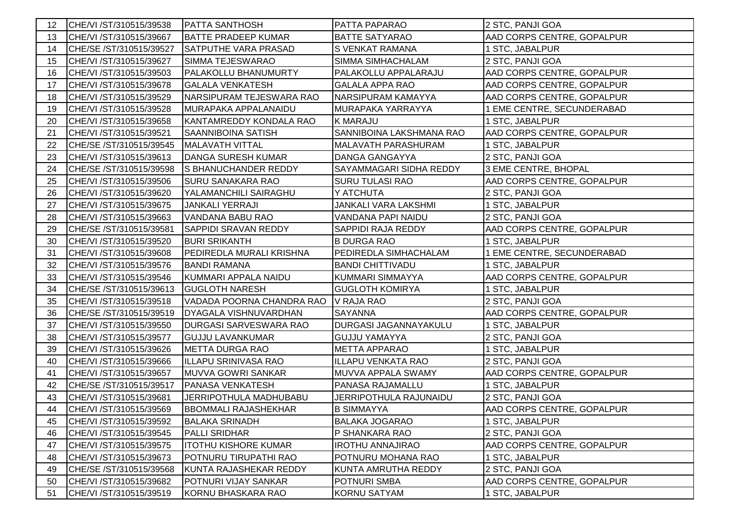| 12 | CHE/VI /ST/310515/39538 | PATTA SANTHOSH | PATTA PAPARAO | 2 STC, PANJI GOA |
|---|---|---|---|---|
| 13 | CHE/VI /ST/310515/39667 | BATTE PRADEEP KUMAR | BATTE SATYARAO | AAD CORPS CENTRE, GOPALPUR |
| 14 | CHE/SE /ST/310515/39527 | SATPUTHE VARA PRASAD | S VENKAT RAMANA | 1 STC, JABALPUR |
| 15 | CHE/VI /ST/310515/39627 | SIMMA TEJESWARAO | SIMMA SIMHACHALAM | 2 STC, PANJI GOA |
| 16 | CHE/VI /ST/310515/39503 | PALAKOLLU BHANUMURTY | PALAKOLLU APPALARAJU | AAD CORPS CENTRE, GOPALPUR |
| 17 | CHE/VI /ST/310515/39678 | GALALA VENKATESH | GALALA APPA RAO | AAD CORPS CENTRE, GOPALPUR |
| 18 | CHE/VI /ST/310515/39529 | NARSIPURAM TEJESWARA RAO | NARSIPURAM KAMAYYA | AAD CORPS CENTRE, GOPALPUR |
| 19 | CHE/VI /ST/310515/39528 | MURAPAKA APPALANAIDU | MURAPAKA YARRAYYA | 1 EME CENTRE, SECUNDERABAD |
| 20 | CHE/VI /ST/310515/39658 | KANTAMREDDY KONDALA RAO | K MARAJU | 1 STC, JABALPUR |
| 21 | CHE/VI /ST/310515/39521 | SAANNIBOINA SATISH | SANNIBOINA LAKSHMANA RAO | AAD CORPS CENTRE, GOPALPUR |
| 22 | CHE/SE /ST/310515/39545 | MALAVATH VITTAL | MALAVATH PARASHURAM | 1 STC, JABALPUR |
| 23 | CHE/VI /ST/310515/39613 | DANGA SURESH KUMAR | DANGA GANGAYYA | 2 STC, PANJI GOA |
| 24 | CHE/SE /ST/310515/39598 | S BHANUCHANDER REDDY | SAYAMMAGARI SIDHA REDDY | 3 EME CENTRE, BHOPAL |
| 25 | CHE/VI /ST/310515/39506 | SURU SANAKARA RAO | SURU TULASI RAO | AAD CORPS CENTRE, GOPALPUR |
| 26 | CHE/VI /ST/310515/39620 | YALAMANCHILI SAIRAGHU | Y ATCHUTA | 2 STC, PANJI GOA |
| 27 | CHE/VI /ST/310515/39675 | JANKALI YERRAJI | JANKALI VARA LAKSHMI | 1 STC, JABALPUR |
| 28 | CHE/VI /ST/310515/39663 | VANDANA BABU RAO | VANDANA PAPI NAIDU | 2 STC, PANJI GOA |
| 29 | CHE/SE /ST/310515/39581 | SAPPIDI SRAVAN REDDY | SAPPIDI RAJA REDDY | AAD CORPS CENTRE, GOPALPUR |
| 30 | CHE/VI /ST/310515/39520 | BURI SRIKANTH | B DURGA RAO | 1 STC, JABALPUR |
| 31 | CHE/VI /ST/310515/39608 | PEDIREDLA MURALI KRISHNA | PEDIREDLA SIMHACHALAM | 1 EME CENTRE, SECUNDERABAD |
| 32 | CHE/VI /ST/310515/39576 | BANDI RAMANA | BANDI CHITTIVADU | 1 STC, JABALPUR |
| 33 | CHE/VI /ST/310515/39546 | KUMMARI APPALA NAIDU | KUMMARI SIMMAYYA | AAD CORPS CENTRE, GOPALPUR |
| 34 | CHE/SE /ST/310515/39613 | GUGLOTH NARESH | GUGLOTH KOMIRYA | 1 STC, JABALPUR |
| 35 | CHE/VI /ST/310515/39518 | VADADA POORNA CHANDRA RAO | V RAJA RAO | 2 STC, PANJI GOA |
| 36 | CHE/SE /ST/310515/39519 | DYAGALA VISHNUVARDHAN | SAYANNA | AAD CORPS CENTRE, GOPALPUR |
| 37 | CHE/VI /ST/310515/39550 | DURGASI SARVESWARA RAO | DURGASI JAGANNAYAKULU | 1 STC, JABALPUR |
| 38 | CHE/VI /ST/310515/39577 | GUJJU LAVANKUMAR | GUJJU YAMAYYA | 2 STC, PANJI GOA |
| 39 | CHE/VI /ST/310515/39626 | METTA DURGA RAO | METTA APPARAO | 1 STC, JABALPUR |
| 40 | CHE/VI /ST/310515/39666 | ILLAPU SRINIVASA RAO | ILLAPU VENKATA RAO | 2 STC, PANJI GOA |
| 41 | CHE/VI /ST/310515/39657 | MUVVA GOWRI SANKAR | MUVVA APPALA SWAMY | AAD CORPS CENTRE, GOPALPUR |
| 42 | CHE/SE /ST/310515/39517 | PANASA VENKATESH | PANASA RAJAMALLU | 1 STC, JABALPUR |
| 43 | CHE/VI /ST/310515/39681 | JERRIPOTHULA MADHUBABU | JERRIPOTHULA RAJUNAIDU | 2 STC, PANJI GOA |
| 44 | CHE/VI /ST/310515/39569 | BBOMMALI RAJASHEKHAR | B SIMMAYYA | AAD CORPS CENTRE, GOPALPUR |
| 45 | CHE/VI /ST/310515/39592 | BALAKA SRINADH | BALAKA JOGARAO | 1 STC, JABALPUR |
| 46 | CHE/VI /ST/310515/39545 | PALLI SRIDHAR | P SHANKARA RAO | 2 STC, PANJI GOA |
| 47 | CHE/VI /ST/310515/39575 | ITOTHU KISHORE KUMAR | IROTHU ANNAJIRAO | AAD CORPS CENTRE, GOPALPUR |
| 48 | CHE/VI /ST/310515/39673 | POTNURU TIRUPATHI RAO | POTNURU MOHANA RAO | 1 STC, JABALPUR |
| 49 | CHE/SE /ST/310515/39568 | KUNTA RAJASHEKAR REDDY | KUNTA AMRUTHA REDDY | 2 STC, PANJI GOA |
| 50 | CHE/VI /ST/310515/39682 | POTNURI VIJAY SANKAR | POTNURI SMBA | AAD CORPS CENTRE, GOPALPUR |
| 51 | CHE/VI /ST/310515/39519 | KORNU BHASKARA RAO | KORNU SATYAM | 1 STC, JABALPUR |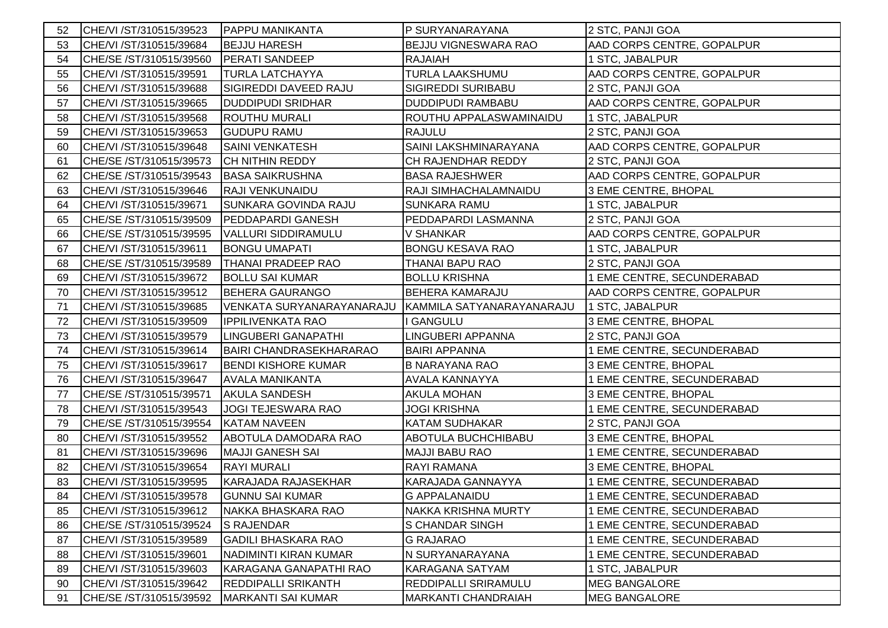| 52 | CHE/VI /ST/310515/39523 | PAPPU MANIKANTA | P SURYANARAYANA | 2 STC, PANJI GOA |
|---|---|---|---|---|
| 53 | CHE/VI /ST/310515/39684 | BEJJU HARESH | BEJJU VIGNESWARA RAO | AAD CORPS CENTRE, GOPALPUR |
| 54 | CHE/SE /ST/310515/39560 | PERATI SANDEEP | RAJAIAH | 1 STC, JABALPUR |
| 55 | CHE/VI /ST/310515/39591 | TURLA LATCHAYYA | TURLA LAAKSHUMU | AAD CORPS CENTRE, GOPALPUR |
| 56 | CHE/VI /ST/310515/39688 | SIGIREDDI DAVEED RAJU | SIGIREDDI SURIBABU | 2 STC, PANJI GOA |
| 57 | CHE/VI /ST/310515/39665 | DUDDIPUDI SRIDHAR | DUDDIPUDI RAMBABU | AAD CORPS CENTRE, GOPALPUR |
| 58 | CHE/VI /ST/310515/39568 | ROUTHU MURALI | ROUTHU APPALASWAMINAIDU | 1 STC, JABALPUR |
| 59 | CHE/VI /ST/310515/39653 | GUDUPU RAMU | RAJULU | 2 STC, PANJI GOA |
| 60 | CHE/VI /ST/310515/39648 | SAINI VENKATESH | SAINI LAKSHMINARAYANA | AAD CORPS CENTRE, GOPALPUR |
| 61 | CHE/SE /ST/310515/39573 | CH NITHIN REDDY | CH RAJENDHAR REDDY | 2 STC, PANJI GOA |
| 62 | CHE/SE /ST/310515/39543 | BASA SAIKRUSHNA | BASA RAJESHWER | AAD CORPS CENTRE, GOPALPUR |
| 63 | CHE/VI /ST/310515/39646 | RAJI VENKUNAIDU | RAJI SIMHACHALAMNAIDU | 3 EME CENTRE, BHOPAL |
| 64 | CHE/VI /ST/310515/39671 | SUNKARA GOVINDA RAJU | SUNKARA RAMU | 1 STC, JABALPUR |
| 65 | CHE/SE /ST/310515/39509 | PEDDAPARDI GANESH | PEDDAPARDI LASMANNA | 2 STC, PANJI GOA |
| 66 | CHE/SE /ST/310515/39595 | VALLURI SIDDIRAMULU | V SHANKAR | AAD CORPS CENTRE, GOPALPUR |
| 67 | CHE/VI /ST/310515/39611 | BONGU UMAPATI | BONGU KESAVA RAO | 1 STC, JABALPUR |
| 68 | CHE/SE /ST/310515/39589 | THANAI PRADEEP RAO | THANAI BAPU RAO | 2 STC, PANJI GOA |
| 69 | CHE/VI /ST/310515/39672 | BOLLU SAI KUMAR | BOLLU KRISHNA | 1 EME CENTRE, SECUNDERABAD |
| 70 | CHE/VI /ST/310515/39512 | BEHERA GAURANGO | BEHERA KAMARAJU | AAD CORPS CENTRE, GOPALPUR |
| 71 | CHE/VI /ST/310515/39685 | VENKATA SURYANARAYANARAJU | KAMMILA SATYANARAYANARAJU | 1 STC, JABALPUR |
| 72 | CHE/VI /ST/310515/39509 | IPPILIVENKATA RAO | I GANGULU | 3 EME CENTRE, BHOPAL |
| 73 | CHE/VI /ST/310515/39579 | LINGUBERI GANAPATHI | LINGUBERI APPANNA | 2 STC, PANJI GOA |
| 74 | CHE/VI /ST/310515/39614 | BAIRI CHANDRASEKHARARAO | BAIRI APPANNA | 1 EME CENTRE, SECUNDERABAD |
| 75 | CHE/VI /ST/310515/39617 | BENDI KISHORE KUMAR | B NARAYANA RAO | 3 EME CENTRE, BHOPAL |
| 76 | CHE/VI /ST/310515/39647 | AVALA MANIKANTA | AVALA KANNAYYA | 1 EME CENTRE, SECUNDERABAD |
| 77 | CHE/SE /ST/310515/39571 | AKULA SANDESH | AKULA MOHAN | 3 EME CENTRE, BHOPAL |
| 78 | CHE/VI /ST/310515/39543 | JOGI TEJESWARA RAO | JOGI KRISHNA | 1 EME CENTRE, SECUNDERABAD |
| 79 | CHE/SE /ST/310515/39554 | KATAM NAVEEN | KATAM SUDHAKAR | 2 STC, PANJI GOA |
| 80 | CHE/VI /ST/310515/39552 | ABOTULA DAMODARA RAO | ABOTULA BUCHCHIBABU | 3 EME CENTRE, BHOPAL |
| 81 | CHE/VI /ST/310515/39696 | MAJJI GANESH SAI | MAJJI BABU RAO | 1 EME CENTRE, SECUNDERABAD |
| 82 | CHE/VI /ST/310515/39654 | RAYI MURALI | RAYI RAMANA | 3 EME CENTRE, BHOPAL |
| 83 | CHE/VI /ST/310515/39595 | KARAJADA RAJASEKHAR | KARAJADA GANNAYYA | 1 EME CENTRE, SECUNDERABAD |
| 84 | CHE/VI /ST/310515/39578 | GUNNU SAI KUMAR | G APPALANAIDU | 1 EME CENTRE, SECUNDERABAD |
| 85 | CHE/VI /ST/310515/39612 | NAKKA BHASKARA RAO | NAKKA KRISHNA MURTY | 1 EME CENTRE, SECUNDERABAD |
| 86 | CHE/SE /ST/310515/39524 | S RAJENDAR | S CHANDAR SINGH | 1 EME CENTRE, SECUNDERABAD |
| 87 | CHE/VI /ST/310515/39589 | GADILI BHASKARA RAO | G RAJARAO | 1 EME CENTRE, SECUNDERABAD |
| 88 | CHE/VI /ST/310515/39601 | NADIMINTI KIRAN KUMAR | N SURYANARAYANA | 1 EME CENTRE, SECUNDERABAD |
| 89 | CHE/VI /ST/310515/39603 | KARAGANA GANAPATHI RAO | KARAGANA SATYAM | 1 STC, JABALPUR |
| 90 | CHE/VI /ST/310515/39642 | REDDIPALLI SRIKANTH | REDDIPALLI SRIRAMULU | MEG BANGALORE |
| 91 | CHE/SE /ST/310515/39592 | MARKANTI SAI KUMAR | MARKANTI CHANDRAIAH | MEG BANGALORE |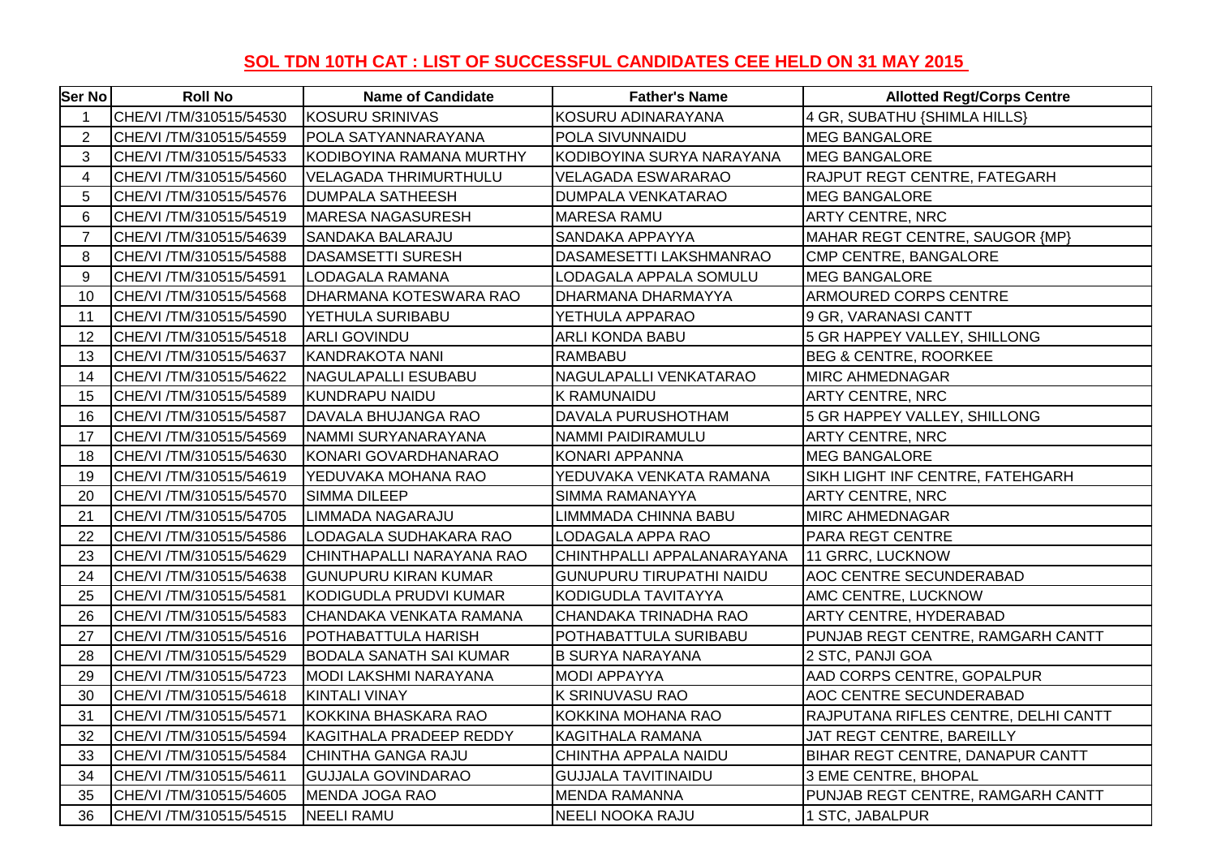**SOL TDN 10TH CAT : LIST OF SUCCESSFUL CANDIDATES CEE HELD ON 31 MAY 2015**

| Ser No | Roll No | Name of Candidate | Father's Name | Allotted Regt/Corps Centre |
|---|---|---|---|---|
| 1 | CHE/VI /TM/310515/54530 | KOSURU SRINIVAS | KOSURU ADINARAYANA | 4 GR, SUBATHU {SHIMLA HILLS} |
| 2 | CHE/VI /TM/310515/54559 | POLA SATYANNARAYANA | POLA SIVUNNAIDU | MEG BANGALORE |
| 3 | CHE/VI /TM/310515/54533 | KODIBOYINA RAMANA MURTHY | KODIBOYINA SURYA NARAYANA | MEG BANGALORE |
| 4 | CHE/VI /TM/310515/54560 | VELAGADA THRIMURTHULU | VELAGADA ESWARARAO | RAJPUT REGT CENTRE, FATEGARH |
| 5 | CHE/VI /TM/310515/54576 | DUMPALA SATHEESH | DUMPALA VENKATARAO | MEG BANGALORE |
| 6 | CHE/VI /TM/310515/54519 | MARESA NAGASURESH | MARESA RAMU | ARTY CENTRE, NRC |
| 7 | CHE/VI /TM/310515/54639 | SANDAKA BALARAJU | SANDAKA APPAYYA | MAHAR REGT CENTRE, SAUGOR {MP} |
| 8 | CHE/VI /TM/310515/54588 | DASAMSETTI SURESH | DASAMESETTI LAKSHMANRAO | CMP CENTRE, BANGALORE |
| 9 | CHE/VI /TM/310515/54591 | LODAGALA RAMANA | LODAGALA APPALA SOMULU | MEG BANGALORE |
| 10 | CHE/VI /TM/310515/54568 | DHARMANA KOTESWARA RAO | DHARMANA DHARMAYYA | ARMOURED CORPS CENTRE |
| 11 | CHE/VI /TM/310515/54590 | YETHULA SURIBABU | YETHULA APPARAO | 9 GR, VARANASI CANTT |
| 12 | CHE/VI /TM/310515/54518 | ARLI GOVINDU | ARLI KONDA BABU | 5 GR HAPPEY VALLEY, SHILLONG |
| 13 | CHE/VI /TM/310515/54637 | KANDRAKOTA NANI | RAMBABU | BEG & CENTRE, ROORKEE |
| 14 | CHE/VI /TM/310515/54622 | NAGULAPALLI ESUBABU | NAGULAPALLI VENKATARAO | MIRC AHMEDNAGAR |
| 15 | CHE/VI /TM/310515/54589 | KUNDRAPU NAIDU | K RAMUNAIDU | ARTY CENTRE, NRC |
| 16 | CHE/VI /TM/310515/54587 | DAVALA BHUJANGA RAO | DAVALA PURUSHOTHAM | 5 GR HAPPEY VALLEY, SHILLONG |
| 17 | CHE/VI /TM/310515/54569 | NAMMI SURYANARAYANA | NAMMI PAIDIRAMULU | ARTY CENTRE, NRC |
| 18 | CHE/VI /TM/310515/54630 | KONARI GOVARDHANARAO | KONARI APPANNA | MEG BANGALORE |
| 19 | CHE/VI /TM/310515/54619 | YEDUVAKA MOHANA RAO | YEDUVAKA VENKATA RAMANA | SIKH LIGHT INF CENTRE, FATEHGARH |
| 20 | CHE/VI /TM/310515/54570 | SIMMA DILEEP | SIMMA RAMANAYYA | ARTY CENTRE, NRC |
| 21 | CHE/VI /TM/310515/54705 | LIMMADA NAGARAJU | LIMMMADA CHINNA BABU | MIRC AHMEDNAGAR |
| 22 | CHE/VI /TM/310515/54586 | LODAGALA SUDHAKARA RAO | LODAGALA APPA RAO | PARA REGT CENTRE |
| 23 | CHE/VI /TM/310515/54629 | CHINTHAPALLI NARAYANA RAO | CHINTHPALLI APPALANARAYANA | 11 GRRC, LUCKNOW |
| 24 | CHE/VI /TM/310515/54638 | GUNUPURU KIRAN KUMAR | GUNUPURU TIRUPATHI NAIDU | AOC CENTRE SECUNDERABAD |
| 25 | CHE/VI /TM/310515/54581 | KODIGUDLA PRUDVI KUMAR | KODIGUDLA TAVITAYYA | AMC CENTRE, LUCKNOW |
| 26 | CHE/VI /TM/310515/54583 | CHANDAKA VENKATA RAMANA | CHANDAKA TRINADHA RAO | ARTY CENTRE, HYDERABAD |
| 27 | CHE/VI /TM/310515/54516 | POTHABATTULA HARISH | POTHABATTULA SURIBABU | PUNJAB REGT CENTRE, RAMGARH CANTT |
| 28 | CHE/VI /TM/310515/54529 | BODALA SANATH SAI KUMAR | B SURYA NARAYANA | 2 STC, PANJI GOA |
| 29 | CHE/VI /TM/310515/54723 | MODI LAKSHMI NARAYANA | MODI APPAYYA | AAD CORPS CENTRE, GOPALPUR |
| 30 | CHE/VI /TM/310515/54618 | KINTALI VINAY | K SRINUVASU RAO | AOC CENTRE SECUNDERABAD |
| 31 | CHE/VI /TM/310515/54571 | KOKKINA BHASKARA RAO | KOKKINA MOHANA RAO | RAJPUTANA RIFLES CENTRE, DELHI CANTT |
| 32 | CHE/VI /TM/310515/54594 | KAGITHALA PRADEEP REDDY | KAGITHALA RAMANA | JAT REGT CENTRE, BAREILLY |
| 33 | CHE/VI /TM/310515/54584 | CHINTHA GANGA RAJU | CHINTHA APPALA NAIDU | BIHAR REGT CENTRE, DANAPUR CANTT |
| 34 | CHE/VI /TM/310515/54611 | GUJJALA GOVINDARAO | GUJJALA TAVITINAIDU | 3 EME CENTRE, BHOPAL |
| 35 | CHE/VI /TM/310515/54605 | MENDA JOGA RAO | MENDA RAMANNA | PUNJAB REGT CENTRE, RAMGARH CANTT |
| 36 | CHE/VI /TM/310515/54515 | NEELI RAMU | NEELI NOOKA RAJU | 1 STC, JABALPUR |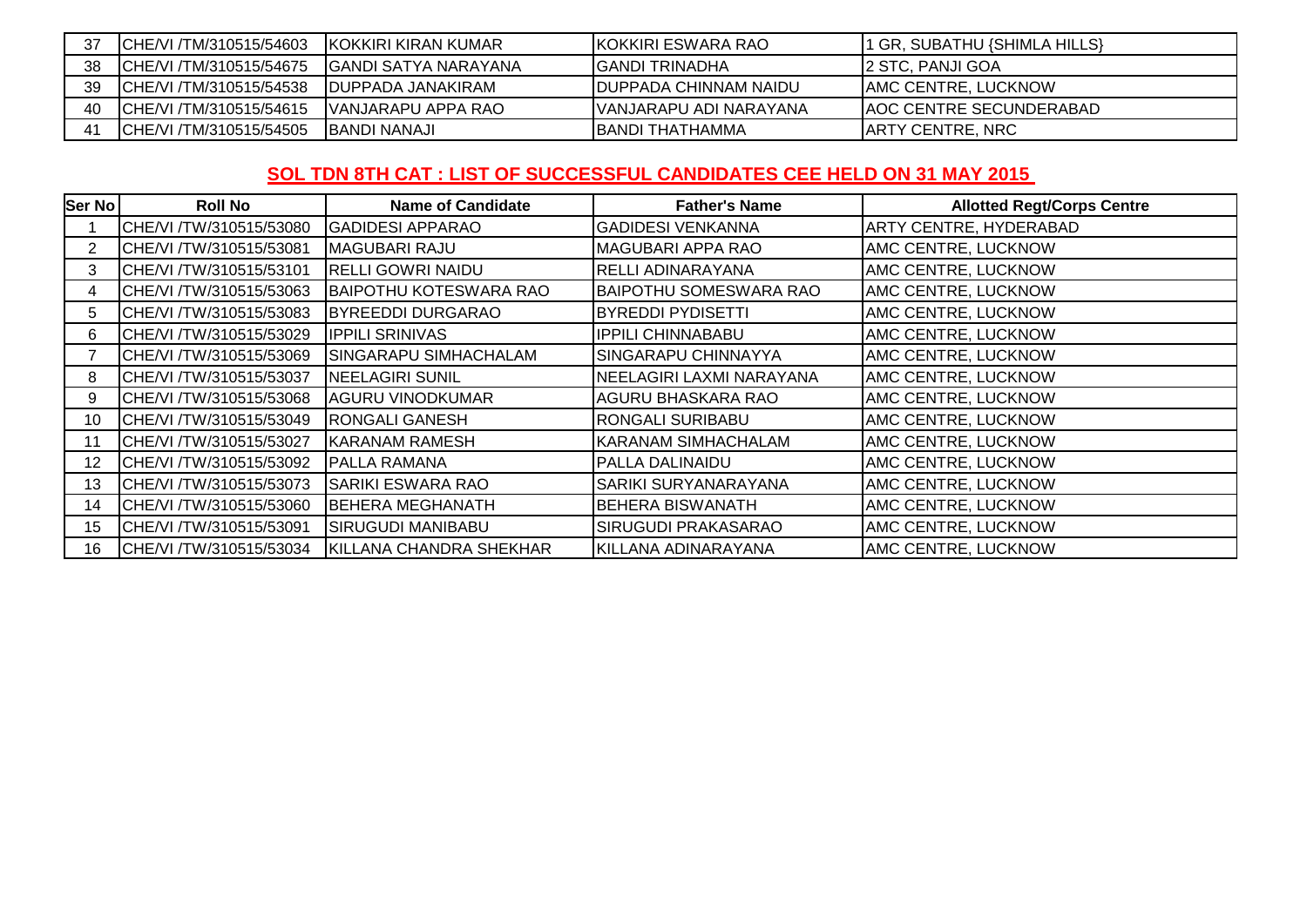| | | | | |
|---|---|---|---|---|
| 37 | CHE/VI /TM/310515/54603 | KOKKIRI KIRAN KUMAR | KOKKIRI ESWARA RAO | 1 GR, SUBATHU {SHIMLA HILLS} |
| 38 | CHE/VI /TM/310515/54675 | GANDI SATYA NARAYANA | GANDI TRINADHA | 2 STC, PANJI GOA |
| 39 | CHE/VI /TM/310515/54538 | DUPPADA JANAKIRAM | DUPPADA CHINNAM NAIDU | AMC CENTRE, LUCKNOW |
| 40 | CHE/VI /TM/310515/54615 | VANJARAPU APPA RAO | VANJARAPU ADI NARAYANA | AOC CENTRE SECUNDERABAD |
| 41 | CHE/VI /TM/310515/54505 | BANDI NANAJI | BANDI THATHAMMA | ARTY CENTRE, NRC |

## SOL TDN 8TH CAT : LIST OF SUCCESSFUL CANDIDATES CEE HELD ON 31 MAY 2015

| Ser No | Roll No | Name of Candidate | Father's Name | Allotted Regt/Corps Centre |
|---|---|---|---|---|
| 1 | CHE/VI /TW/310515/53080 | GADIDESI APPARAO | GADIDESI VENKANNA | ARTY CENTRE, HYDERABAD |
| 2 | CHE/VI /TW/310515/53081 | MAGUBARI RAJU | MAGUBARI APPA RAO | AMC CENTRE, LUCKNOW |
| 3 | CHE/VI /TW/310515/53101 | RELLI GOWRI NAIDU | RELLI ADINARAYANA | AMC CENTRE, LUCKNOW |
| 4 | CHE/VI /TW/310515/53063 | BAIPOTHU KOTESWARA RAO | BAIPOTHU SOMESWARA RAO | AMC CENTRE, LUCKNOW |
| 5 | CHE/VI /TW/310515/53083 | BYREEDDI DURGARAO | BYREDDI PYDISETTI | AMC CENTRE, LUCKNOW |
| 6 | CHE/VI /TW/310515/53029 | IPPILI SRINIVAS | IPPILI CHINNABABU | AMC CENTRE, LUCKNOW |
| 7 | CHE/VI /TW/310515/53069 | SINGARAPU SIMHACHALAM | SINGARAPU CHINNAYYA | AMC CENTRE, LUCKNOW |
| 8 | CHE/VI /TW/310515/53037 | NEELAGIRI SUNIL | NEELAGIRI LAXMI NARAYANA | AMC CENTRE, LUCKNOW |
| 9 | CHE/VI /TW/310515/53068 | AGURU VINODKUMAR | AGURU BHASKARA RAO | AMC CENTRE, LUCKNOW |
| 10 | CHE/VI /TW/310515/53049 | RONGALI GANESH | RONGALI SURIBABU | AMC CENTRE, LUCKNOW |
| 11 | CHE/VI /TW/310515/53027 | KARANAM RAMESH | KARANAM SIMHACHALAM | AMC CENTRE, LUCKNOW |
| 12 | CHE/VI /TW/310515/53092 | PALLA RAMANA | PALLA DALINAIDU | AMC CENTRE, LUCKNOW |
| 13 | CHE/VI /TW/310515/53073 | SARIKI ESWARA RAO | SARIKI SURYANARAYANA | AMC CENTRE, LUCKNOW |
| 14 | CHE/VI /TW/310515/53060 | BEHERA MEGHANATH | BEHERA BISWANATH | AMC CENTRE, LUCKNOW |
| 15 | CHE/VI /TW/310515/53091 | SIRUGUDI MANIBABU | SIRUGUDI PRAKASARAO | AMC CENTRE, LUCKNOW |
| 16 | CHE/VI /TW/310515/53034 | KILLANA CHANDRA SHEKHAR | KILLANA ADINARAYANA | AMC CENTRE, LUCKNOW |